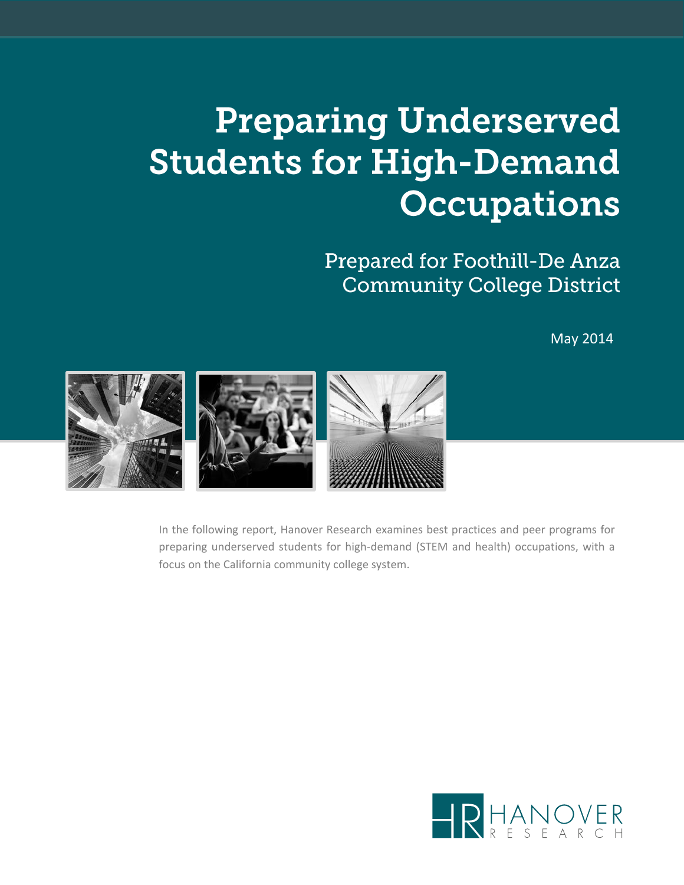# Preparing Underserved Students for High-Demand Occupations

## Prepared for Foothill-De Anza Community College District

May 2014

In the following report, Hanover Research examines best practices and peer programs for preparing underserved students for high-demand (STEM and health) occupations, with a focus on the California community college system.

HANOVER RESEARCH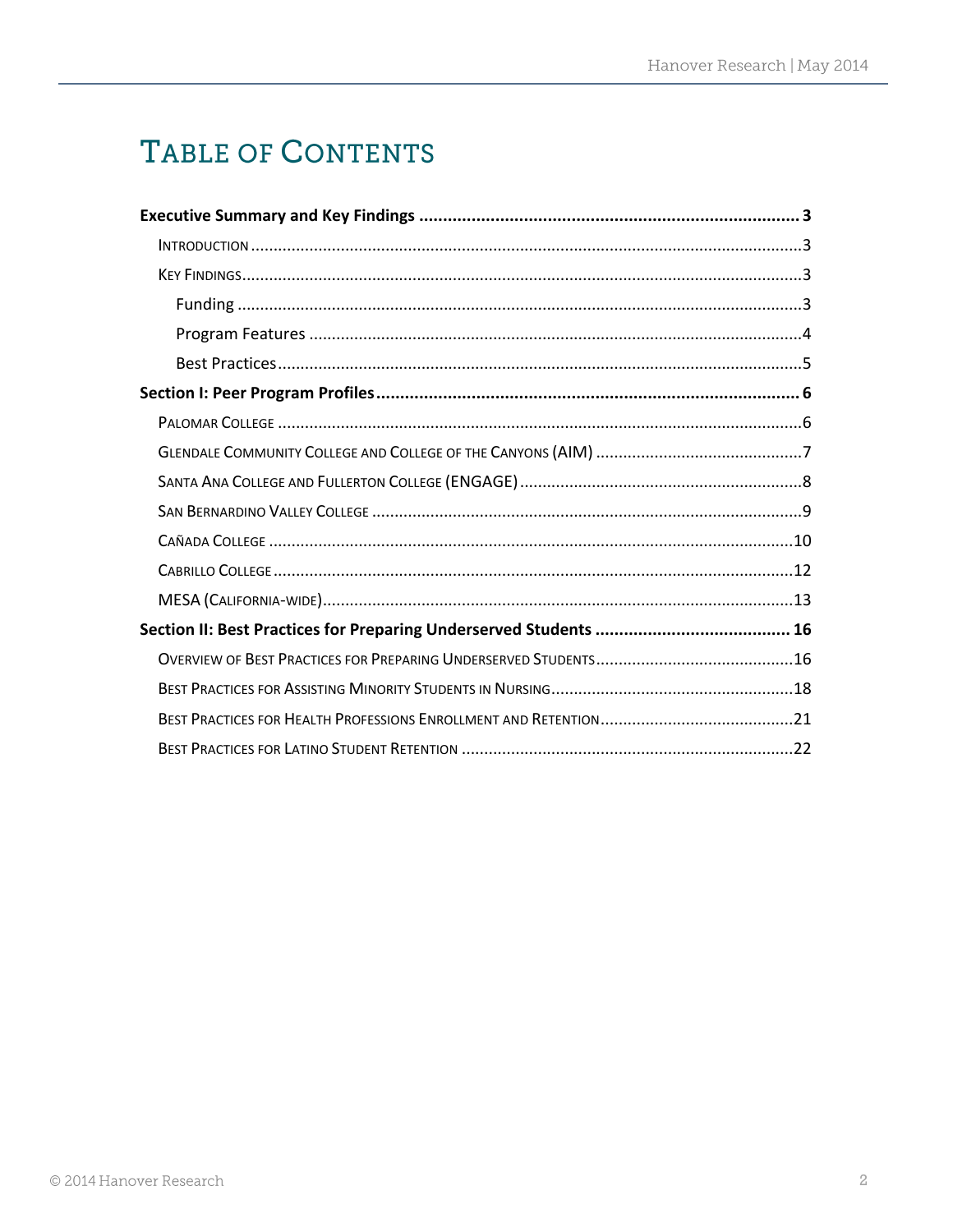# TABLE OF CONTENTS

**Executive Summary and Key Findings ................................................ 3**

- INTRODUCTION ................................................ 3
- KEY FINDINGS ................................................ 3
  - Funding ................................................ 3
  - Program Features ................................................ 4
  - Best Practices ................................................ 5

**Section I: Peer Program Profiles ................................................ 6**

- PALOMAR COLLEGE ................................................ 6
- GLENDALE COMMUNITY COLLEGE AND COLLEGE OF THE CANYONS (AIM) ................................................ 7
- SANTA ANA COLLEGE AND FULLERTON COLLEGE (ENGAGE) ................................................ 8
- SAN BERNARDINO VALLEY COLLEGE ................................................ 9
- CAÑADA COLLEGE ................................................ 10
- CABRILLO COLLEGE ................................................ 12
- MESA (CALIFORNIA-WIDE) ................................................ 13

**Section II: Best Practices for Preparing Underserved Students ................................................ 16**

- OVERVIEW OF BEST PRACTICES FOR PREPARING UNDERSERVED STUDENTS ................................................ 16
- BEST PRACTICES FOR ASSISTING MINORITY STUDENTS IN NURSING ................................................ 18
- BEST PRACTICES FOR HEALTH PROFESSIONS ENROLLMENT AND RETENTION ................................................ 21
- BEST PRACTICES FOR LATINO STUDENT RETENTION ................................................ 22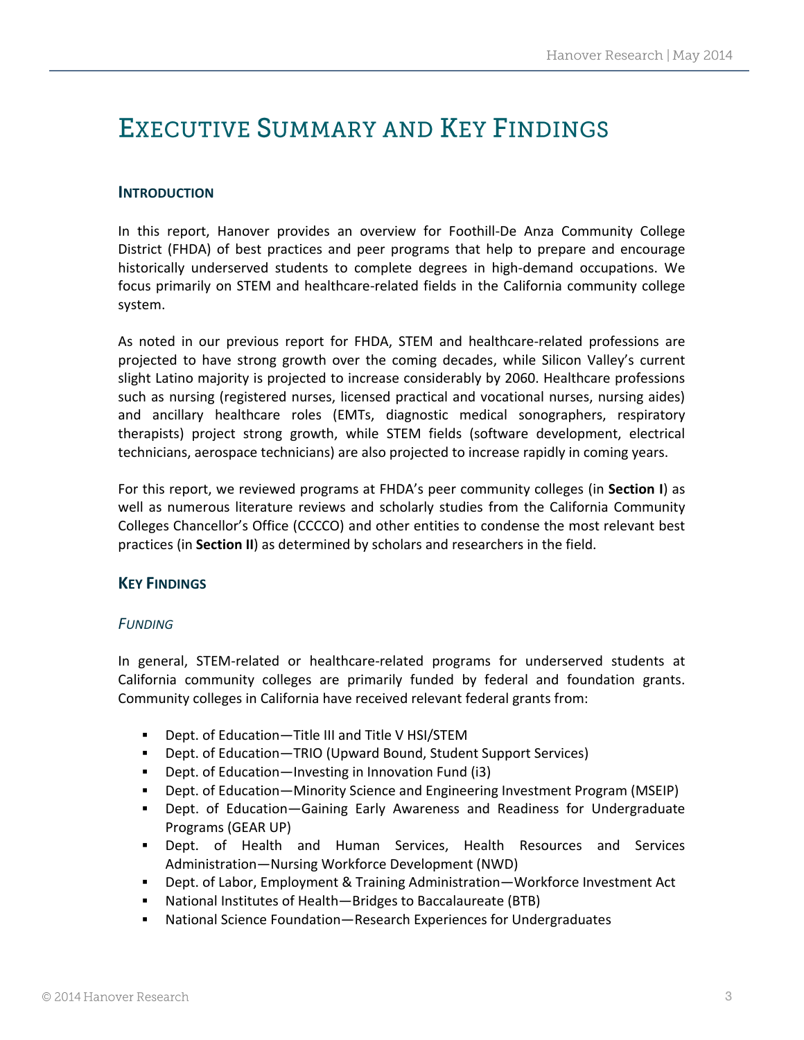# Executive Summary and Key Findings

## Introduction

In this report, Hanover provides an overview for Foothill-De Anza Community College District (FHDA) of best practices and peer programs that help to prepare and encourage historically underserved students to complete degrees in high-demand occupations. We focus primarily on STEM and healthcare-related fields in the California community college system.

As noted in our previous report for FHDA, STEM and healthcare-related professions are projected to have strong growth over the coming decades, while Silicon Valley's current slight Latino majority is projected to increase considerably by 2060. Healthcare professions such as nursing (registered nurses, licensed practical and vocational nurses, nursing aides) and ancillary healthcare roles (EMTs, diagnostic medical sonographers, respiratory therapists) project strong growth, while STEM fields (software development, electrical technicians, aerospace technicians) are also projected to increase rapidly in coming years.

For this report, we reviewed programs at FHDA's peer community colleges (in **Section I**) as well as numerous literature reviews and scholarly studies from the California Community Colleges Chancellor's Office (CCCCO) and other entities to condense the most relevant best practices (in **Section II**) as determined by scholars and researchers in the field.

## Key Findings

### *Funding*

In general, STEM-related or healthcare-related programs for underserved students at California community colleges are primarily funded by federal and foundation grants. Community colleges in California have received relevant federal grants from:

- Dept. of Education—Title III and Title V HSI/STEM
- Dept. of Education—TRIO (Upward Bound, Student Support Services)
- Dept. of Education—Investing in Innovation Fund (i3)
- Dept. of Education—Minority Science and Engineering Investment Program (MSEIP)
- Dept. of Education—Gaining Early Awareness and Readiness for Undergraduate Programs (GEAR UP)
- Dept. of Health and Human Services, Health Resources and Services Administration—Nursing Workforce Development (NWD)
- Dept. of Labor, Employment & Training Administration—Workforce Investment Act
- National Institutes of Health—Bridges to Baccalaureate (BTB)
- National Science Foundation—Research Experiences for Undergraduates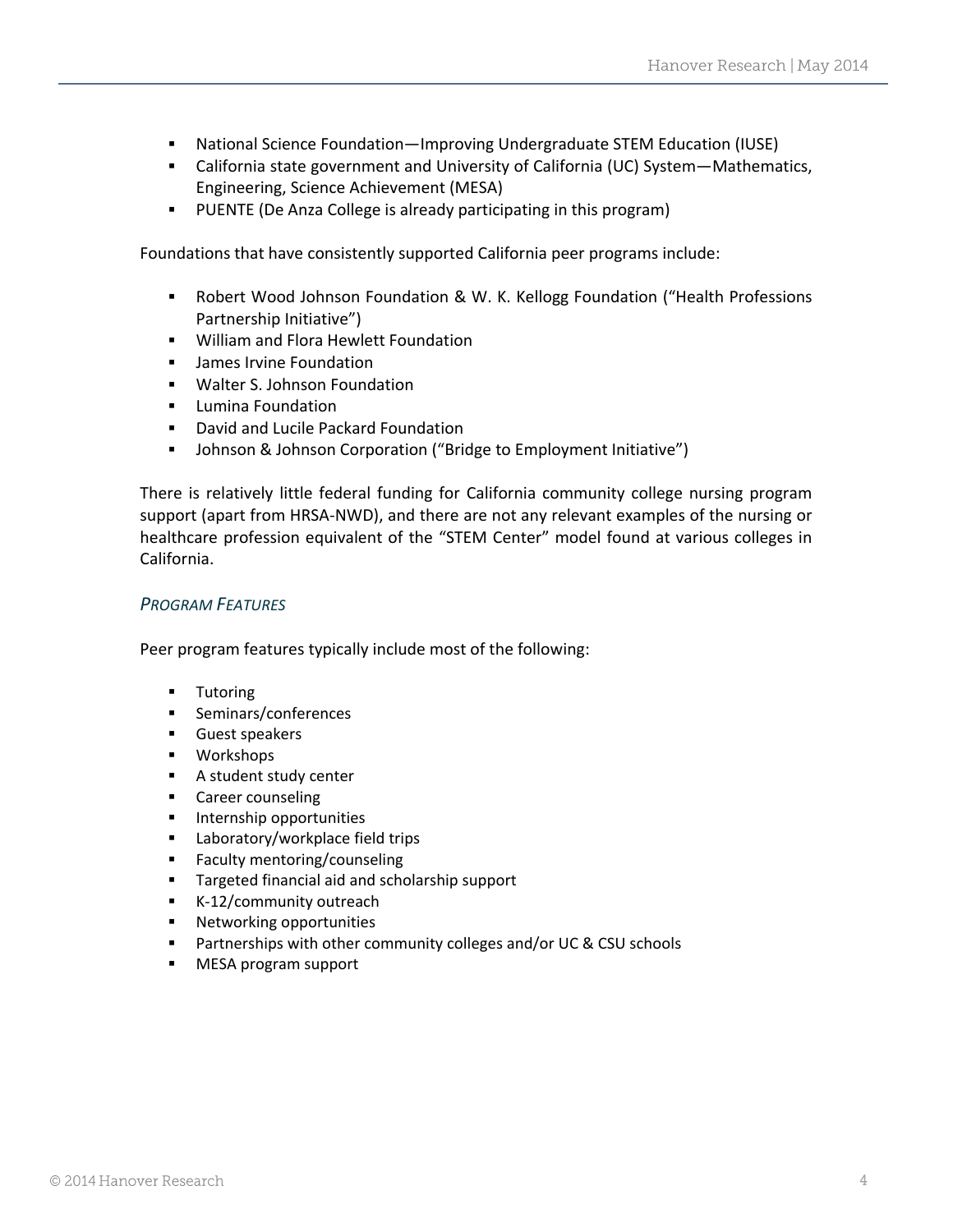- National Science Foundation—Improving Undergraduate STEM Education (IUSE)
- California state government and University of California (UC) System—Mathematics, Engineering, Science Achievement (MESA)
- PUENTE (De Anza College is already participating in this program)

Foundations that have consistently supported California peer programs include:

- Robert Wood Johnson Foundation & W. K. Kellogg Foundation ("Health Professions Partnership Initiative")
- William and Flora Hewlett Foundation
- James Irvine Foundation
- Walter S. Johnson Foundation
- Lumina Foundation
- David and Lucile Packard Foundation
- Johnson & Johnson Corporation ("Bridge to Employment Initiative")

There is relatively little federal funding for California community college nursing program support (apart from HRSA-NWD), and there are not any relevant examples of the nursing or healthcare profession equivalent of the "STEM Center" model found at various colleges in California.

### *Program Features*

Peer program features typically include most of the following:

- Tutoring
- Seminars/conferences
- Guest speakers
- Workshops
- A student study center
- Career counseling
- Internship opportunities
- Laboratory/workplace field trips
- Faculty mentoring/counseling
- Targeted financial aid and scholarship support
- K-12/community outreach
- Networking opportunities
- Partnerships with other community colleges and/or UC & CSU schools
- MESA program support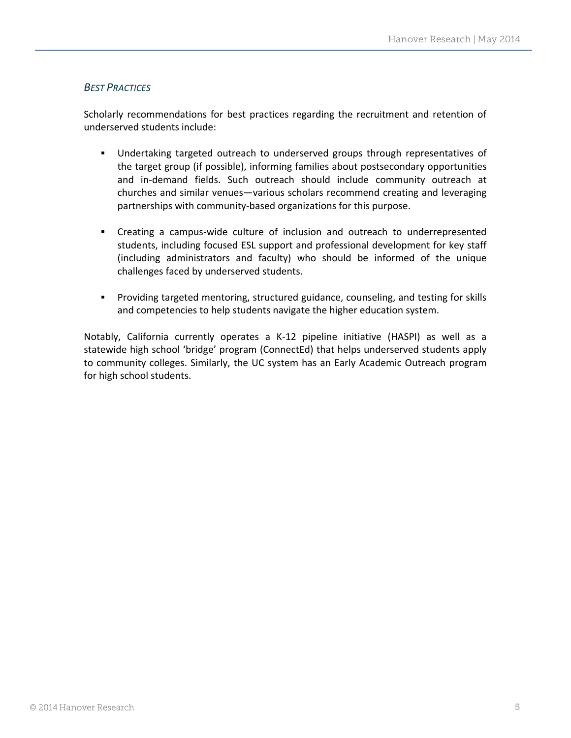### *BEST PRACTICES*

Scholarly recommendations for best practices regarding the recruitment and retention of underserved students include:

- Undertaking targeted outreach to underserved groups through representatives of the target group (if possible), informing families about postsecondary opportunities and in-demand fields. Such outreach should include community outreach at churches and similar venues—various scholars recommend creating and leveraging partnerships with community-based organizations for this purpose.

- Creating a campus-wide culture of inclusion and outreach to underrepresented students, including focused ESL support and professional development for key staff (including administrators and faculty) who should be informed of the unique challenges faced by underserved students.

- Providing targeted mentoring, structured guidance, counseling, and testing for skills and competencies to help students navigate the higher education system.

Notably, California currently operates a K-12 pipeline initiative (HASPI) as well as a statewide high school 'bridge' program (ConnectEd) that helps underserved students apply to community colleges. Similarly, the UC system has an Early Academic Outreach program for high school students.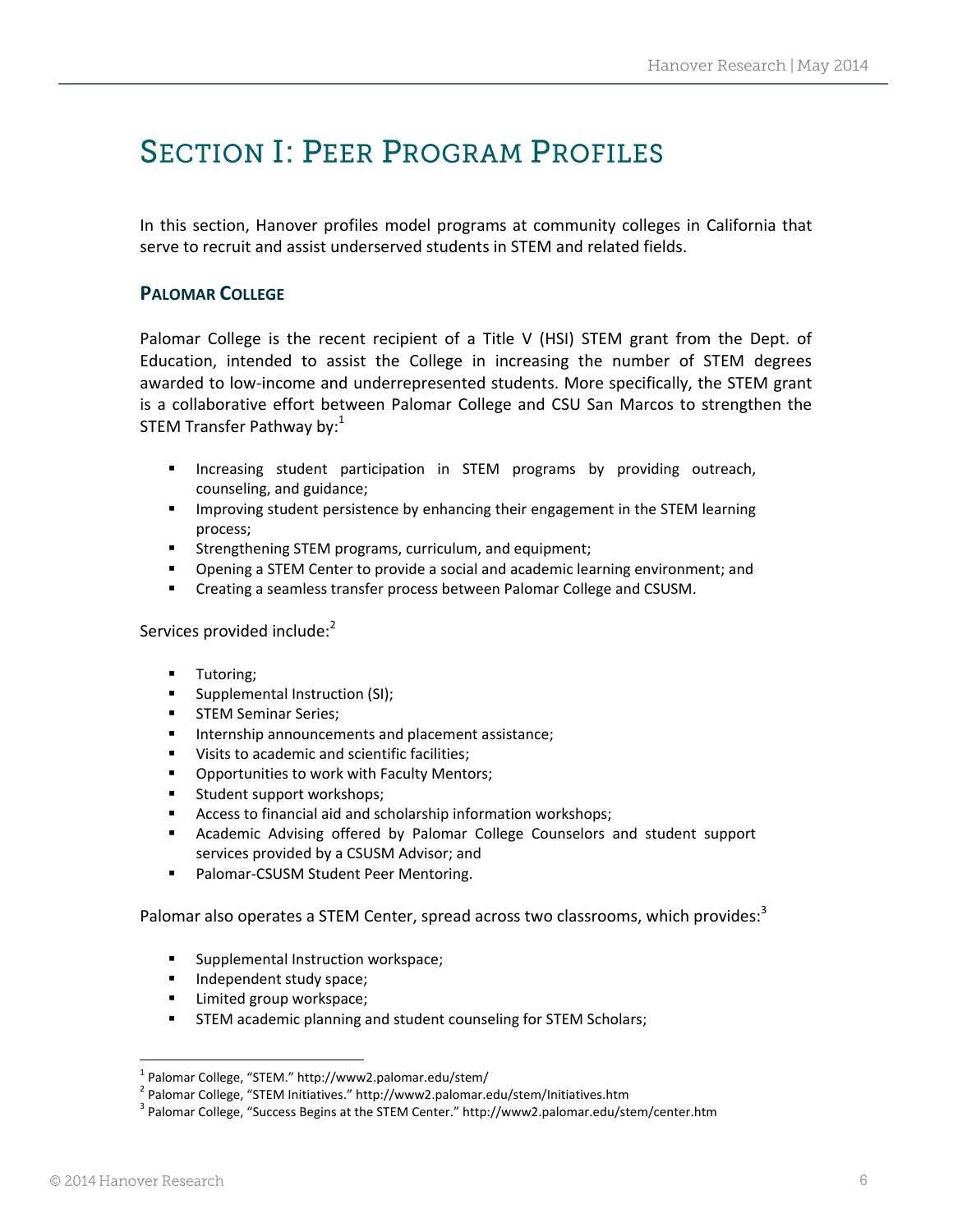# Section I: Peer Program Profiles

In this section, Hanover profiles model programs at community colleges in California that serve to recruit and assist underserved students in STEM and related fields.

## Palomar College

Palomar College is the recent recipient of a Title V (HSI) STEM grant from the Dept. of Education, intended to assist the College in increasing the number of STEM degrees awarded to low-income and underrepresented students. More specifically, the STEM grant is a collaborative effort between Palomar College and CSU San Marcos to strengthen the STEM Transfer Pathway by:[1]

- Increasing student participation in STEM programs by providing outreach, counseling, and guidance;
- Improving student persistence by enhancing their engagement in the STEM learning process;
- Strengthening STEM programs, curriculum, and equipment;
- Opening a STEM Center to provide a social and academic learning environment; and
- Creating a seamless transfer process between Palomar College and CSUSM.

Services provided include:[2]

- Tutoring;
- Supplemental Instruction (SI);
- STEM Seminar Series;
- Internship announcements and placement assistance;
- Visits to academic and scientific facilities;
- Opportunities to work with Faculty Mentors;
- Student support workshops;
- Access to financial aid and scholarship information workshops;
- Academic Advising offered by Palomar College Counselors and student support services provided by a CSUSM Advisor; and
- Palomar-CSUSM Student Peer Mentoring.

Palomar also operates a STEM Center, spread across two classrooms, which provides:[3]

- Supplemental Instruction workspace;
- Independent study space;
- Limited group workspace;
- STEM academic planning and student counseling for STEM Scholars;

[1] Palomar College, "STEM." http://www2.palomar.edu/stem/
[2] Palomar College, "STEM Initiatives." http://www2.palomar.edu/stem/Initiatives.htm
[3] Palomar College, "Success Begins at the STEM Center." http://www2.palomar.edu/stem/center.htm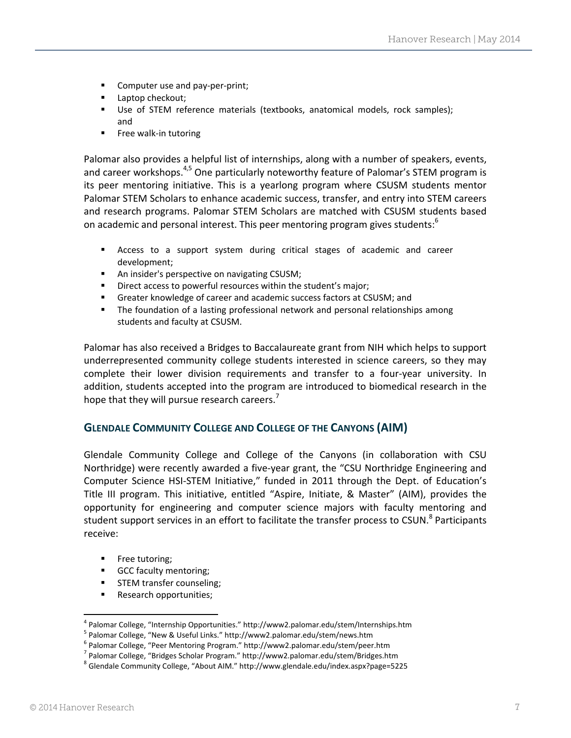- Computer use and pay-per-print;
- Laptop checkout;
- Use of STEM reference materials (textbooks, anatomical models, rock samples); and
- Free walk-in tutoring

Palomar also provides a helpful list of internships, along with a number of speakers, events, and career workshops.[4,5] One particularly noteworthy feature of Palomar's STEM program is its peer mentoring initiative. This is a yearlong program where CSUSM students mentor Palomar STEM Scholars to enhance academic success, transfer, and entry into STEM careers and research programs. Palomar STEM Scholars are matched with CSUSM students based on academic and personal interest. This peer mentoring program gives students:[6]

- Access to a support system during critical stages of academic and career development;
- An insider's perspective on navigating CSUSM;
- Direct access to powerful resources within the student's major;
- Greater knowledge of career and academic success factors at CSUSM; and
- The foundation of a lasting professional network and personal relationships among students and faculty at CSUSM.

Palomar has also received a Bridges to Baccalaureate grant from NIH which helps to support underrepresented community college students interested in science careers, so they may complete their lower division requirements and transfer to a four-year university. In addition, students accepted into the program are introduced to biomedical research in the hope that they will pursue research careers.[7]

### GLENDALE COMMUNITY COLLEGE AND COLLEGE OF THE CANYONS (AIM)

Glendale Community College and College of the Canyons (in collaboration with CSU Northridge) were recently awarded a five-year grant, the "CSU Northridge Engineering and Computer Science HSI-STEM Initiative," funded in 2011 through the Dept. of Education's Title III program. This initiative, entitled "Aspire, Initiate, & Master" (AIM), provides the opportunity for engineering and computer science majors with faculty mentoring and student support services in an effort to facilitate the transfer process to CSUN.[8] Participants receive:

- Free tutoring;
- GCC faculty mentoring;
- STEM transfer counseling;
- Research opportunities;

---

[4] Palomar College, "Internship Opportunities." http://www2.palomar.edu/stem/Internships.htm
[5] Palomar College, "New & Useful Links." http://www2.palomar.edu/stem/news.htm
[6] Palomar College, "Peer Mentoring Program." http://www2.palomar.edu/stem/peer.htm
[7] Palomar College, "Bridges Scholar Program." http://www2.palomar.edu/stem/Bridges.htm
[8] Glendale Community College, "About AIM." http://www.glendale.edu/index.aspx?page=5225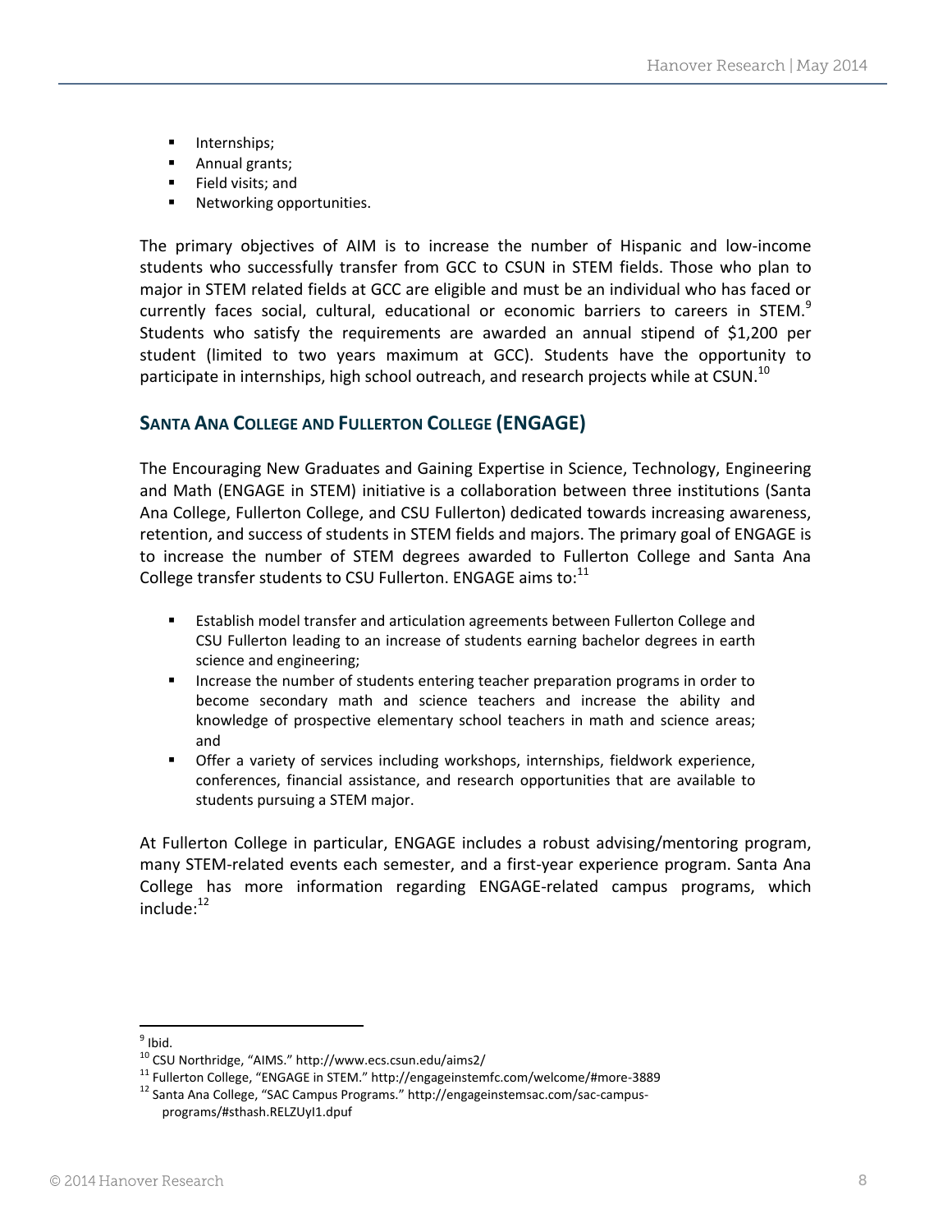- Internships;
- Annual grants;
- Field visits; and
- Networking opportunities.

The primary objectives of AIM is to increase the number of Hispanic and low-income students who successfully transfer from GCC to CSUN in STEM fields. Those who plan to major in STEM related fields at GCC are eligible and must be an individual who has faced or currently faces social, cultural, educational or economic barriers to careers in STEM.[9] Students who satisfy the requirements are awarded an annual stipend of $1,200 per student (limited to two years maximum at GCC). Students have the opportunity to participate in internships, high school outreach, and research projects while at CSUN.[10]

## SANTA ANA COLLEGE AND FULLERTON COLLEGE (ENGAGE)

The Encouraging New Graduates and Gaining Expertise in Science, Technology, Engineering and Math (ENGAGE in STEM) initiative is a collaboration between three institutions (Santa Ana College, Fullerton College, and CSU Fullerton) dedicated towards increasing awareness, retention, and success of students in STEM fields and majors. The primary goal of ENGAGE is to increase the number of STEM degrees awarded to Fullerton College and Santa Ana College transfer students to CSU Fullerton. ENGAGE aims to:[11]

- Establish model transfer and articulation agreements between Fullerton College and CSU Fullerton leading to an increase of students earning bachelor degrees in earth science and engineering;
- Increase the number of students entering teacher preparation programs in order to become secondary math and science teachers and increase the ability and knowledge of prospective elementary school teachers in math and science areas; and
- Offer a variety of services including workshops, internships, fieldwork experience, conferences, financial assistance, and research opportunities that are available to students pursuing a STEM major.

At Fullerton College in particular, ENGAGE includes a robust advising/mentoring program, many STEM-related events each semester, and a first-year experience program. Santa Ana College has more information regarding ENGAGE-related campus programs, which include:[12]

---

[9] Ibid.

[10] CSU Northridge, "AIMS." http://www.ecs.csun.edu/aims2/

[11] Fullerton College, "ENGAGE in STEM." http://engageinstemfc.com/welcome/#more-3889

[12] Santa Ana College, "SAC Campus Programs." http://engageinstemsac.com/sac-campus-programs/#sthash.RELZUyI1.dpuf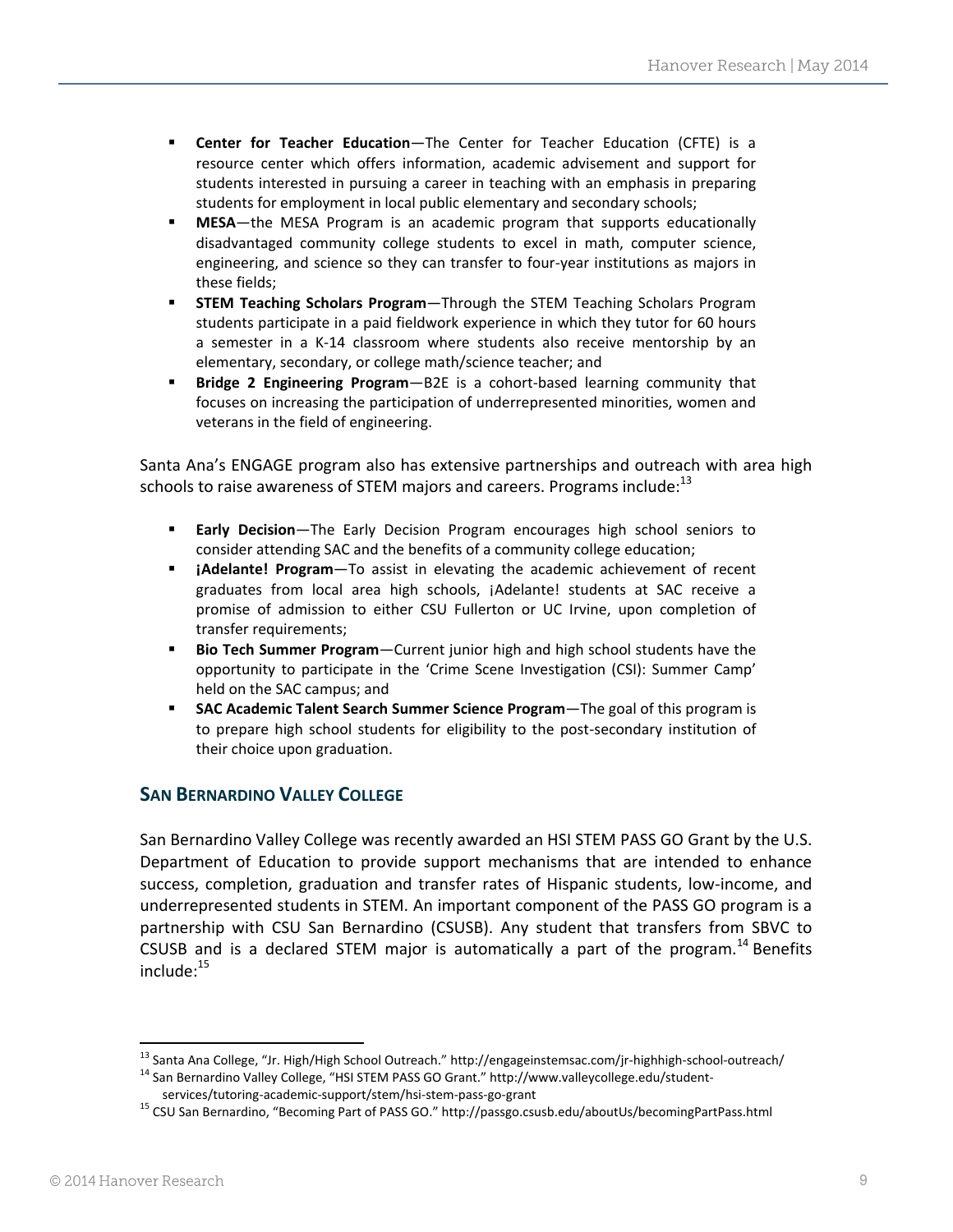- **Center for Teacher Education**—The Center for Teacher Education (CFTE) is a resource center which offers information, academic advisement and support for students interested in pursuing a career in teaching with an emphasis in preparing students for employment in local public elementary and secondary schools;
- **MESA**—the MESA Program is an academic program that supports educationally disadvantaged community college students to excel in math, computer science, engineering, and science so they can transfer to four-year institutions as majors in these fields;
- **STEM Teaching Scholars Program**—Through the STEM Teaching Scholars Program students participate in a paid fieldwork experience in which they tutor for 60 hours a semester in a K-14 classroom where students also receive mentorship by an elementary, secondary, or college math/science teacher; and
- **Bridge 2 Engineering Program**—B2E is a cohort-based learning community that focuses on increasing the participation of underrepresented minorities, women and veterans in the field of engineering.

Santa Ana's ENGAGE program also has extensive partnerships and outreach with area high schools to raise awareness of STEM majors and careers. Programs include:[13]

- **Early Decision**—The Early Decision Program encourages high school seniors to consider attending SAC and the benefits of a community college education;
- **¡Adelante! Program**—To assist in elevating the academic achievement of recent graduates from local area high schools, ¡Adelante! students at SAC receive a promise of admission to either CSU Fullerton or UC Irvine, upon completion of transfer requirements;
- **Bio Tech Summer Program**—Current junior high and high school students have the opportunity to participate in the 'Crime Scene Investigation (CSI): Summer Camp' held on the SAC campus; and
- **SAC Academic Talent Search Summer Science Program**—The goal of this program is to prepare high school students for eligibility to the post-secondary institution of their choice upon graduation.

## San Bernardino Valley College

San Bernardino Valley College was recently awarded an HSI STEM PASS GO Grant by the U.S. Department of Education to provide support mechanisms that are intended to enhance success, completion, graduation and transfer rates of Hispanic students, low-income, and underrepresented students in STEM. An important component of the PASS GO program is a partnership with CSU San Bernardino (CSUSB). Any student that transfers from SBVC to CSUSB and is a declared STEM major is automatically a part of the program.[14] Benefits include:[15]

---

[13] Santa Ana College, "Jr. High/High School Outreach." http://engageinstemsac.com/jr-highhigh-school-outreach/

[14] San Bernardino Valley College, "HSI STEM PASS GO Grant." http://www.valleycollege.edu/student-services/tutoring-academic-support/stem/hsi-stem-pass-go-grant

[15] CSU San Bernardino, "Becoming Part of PASS GO." http://passgo.csusb.edu/aboutUs/becomingPartPass.html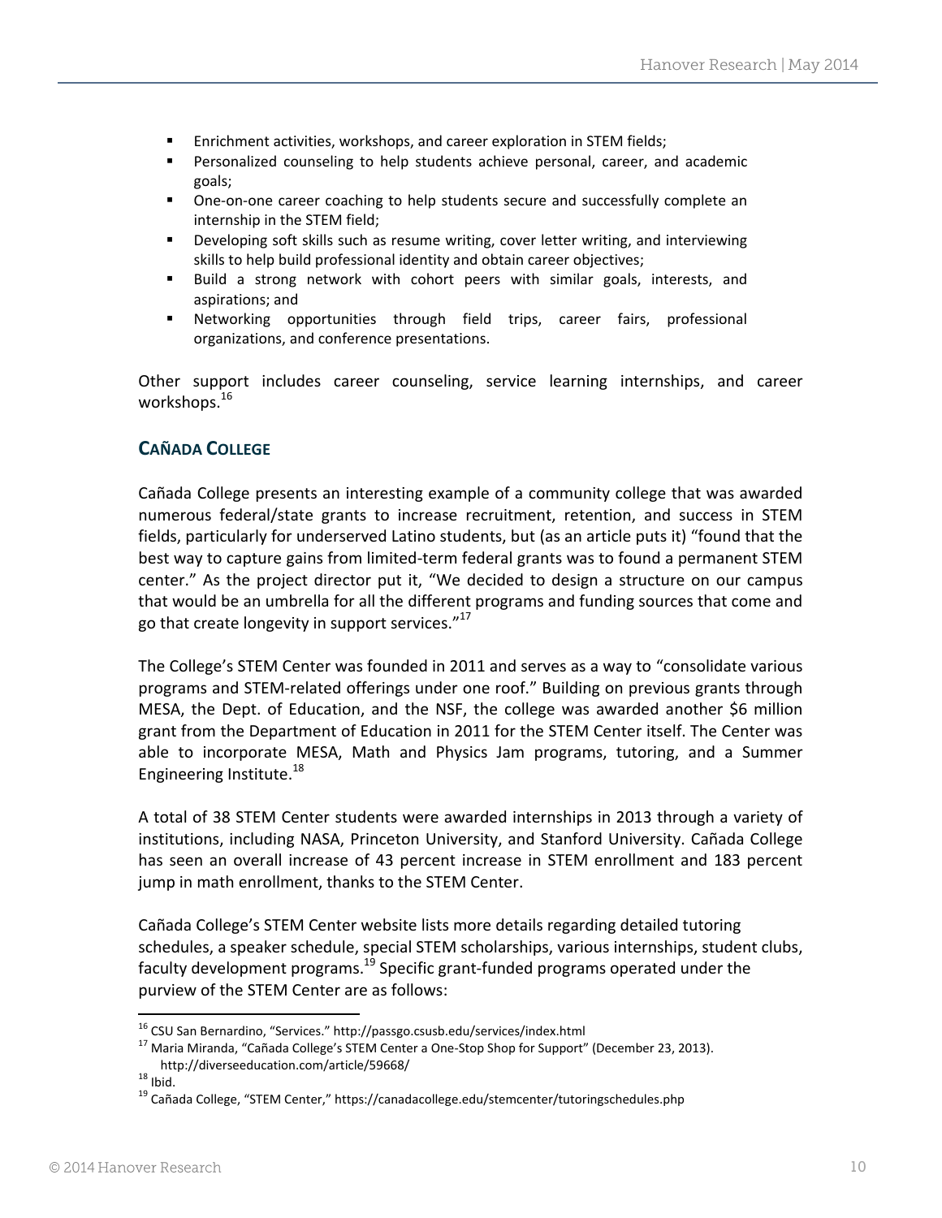- Enrichment activities, workshops, and career exploration in STEM fields;
- Personalized counseling to help students achieve personal, career, and academic goals;
- One-on-one career coaching to help students secure and successfully complete an internship in the STEM field;
- Developing soft skills such as resume writing, cover letter writing, and interviewing skills to help build professional identity and obtain career objectives;
- Build a strong network with cohort peers with similar goals, interests, and aspirations; and
- Networking opportunities through field trips, career fairs, professional organizations, and conference presentations.

Other support includes career counseling, service learning internships, and career workshops.[16]

### CAÑADA COLLEGE

Cañada College presents an interesting example of a community college that was awarded numerous federal/state grants to increase recruitment, retention, and success in STEM fields, particularly for underserved Latino students, but (as an article puts it) "found that the best way to capture gains from limited-term federal grants was to found a permanent STEM center." As the project director put it, "We decided to design a structure on our campus that would be an umbrella for all the different programs and funding sources that come and go that create longevity in support services."[17]

The College's STEM Center was founded in 2011 and serves as a way to "consolidate various programs and STEM-related offerings under one roof." Building on previous grants through MESA, the Dept. of Education, and the NSF, the college was awarded another $6 million grant from the Department of Education in 2011 for the STEM Center itself. The Center was able to incorporate MESA, Math and Physics Jam programs, tutoring, and a Summer Engineering Institute.[18]

A total of 38 STEM Center students were awarded internships in 2013 through a variety of institutions, including NASA, Princeton University, and Stanford University. Cañada College has seen an overall increase of 43 percent increase in STEM enrollment and 183 percent jump in math enrollment, thanks to the STEM Center.

Cañada College's STEM Center website lists more details regarding detailed tutoring schedules, a speaker schedule, special STEM scholarships, various internships, student clubs, faculty development programs.[19] Specific grant-funded programs operated under the purview of the STEM Center are as follows:

---

[16] CSU San Bernardino, "Services." http://passgo.csusb.edu/services/index.html

[17] Maria Miranda, "Cañada College's STEM Center a One-Stop Shop for Support" (December 23, 2013). http://diverseeducation.com/article/59668/

[18] Ibid.

[19] Cañada College, "STEM Center," https://canadacollege.edu/stemcenter/tutoringschedules.php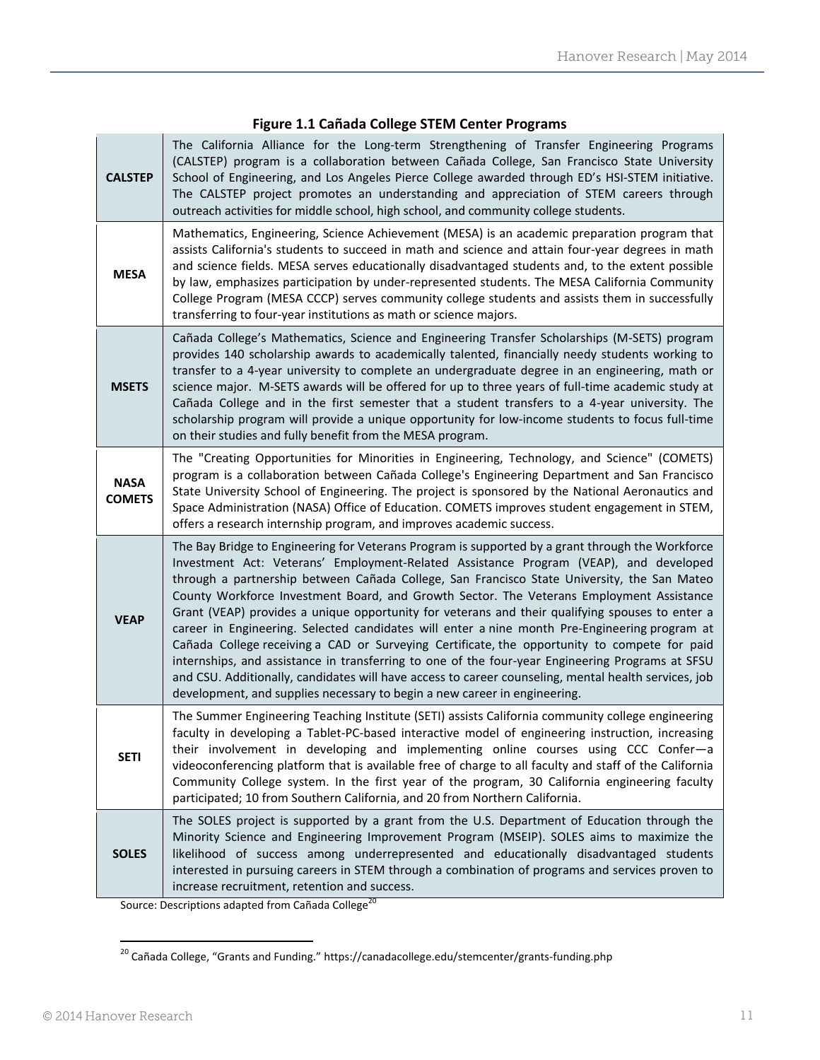**Figure 1.1 Cañada College STEM Center Programs**

| | |
|---|---|
| **CALSTEP** | The California Alliance for the Long-term Strengthening of Transfer Engineering Programs (CALSTEP) program is a collaboration between Cañada College, San Francisco State University School of Engineering, and Los Angeles Pierce College awarded through ED's HSI-STEM initiative. The CALSTEP project promotes an understanding and appreciation of STEM careers through outreach activities for middle school, high school, and community college students. |
| **MESA** | Mathematics, Engineering, Science Achievement (MESA) is an academic preparation program that assists California's students to succeed in math and science and attain four-year degrees in math and science fields. MESA serves educationally disadvantaged students and, to the extent possible by law, emphasizes participation by under-represented students. The MESA California Community College Program (MESA CCCP) serves community college students and assists them in successfully transferring to four-year institutions as math or science majors. |
| **MSETS** | Cañada College's Mathematics, Science and Engineering Transfer Scholarships (M-SETS) program provides 140 scholarship awards to academically talented, financially needy students working to transfer to a 4-year university to complete an undergraduate degree in an engineering, math or science major. M-SETS awards will be offered for up to three years of full-time academic study at Cañada College and in the first semester that a student transfers to a 4-year university. The scholarship program will provide a unique opportunity for low-income students to focus full-time on their studies and fully benefit from the MESA program. |
| **NASA COMETS** | The "Creating Opportunities for Minorities in Engineering, Technology, and Science" (COMETS) program is a collaboration between Cañada College's Engineering Department and San Francisco State University School of Engineering. The project is sponsored by the National Aeronautics and Space Administration (NASA) Office of Education. COMETS improves student engagement in STEM, offers a research internship program, and improves academic success. |
| **VEAP** | The Bay Bridge to Engineering for Veterans Program is supported by a grant through the Workforce Investment Act: Veterans' Employment-Related Assistance Program (VEAP), and developed through a partnership between Cañada College, San Francisco State University, the San Mateo County Workforce Investment Board, and Growth Sector. The Veterans Employment Assistance Grant (VEAP) provides a unique opportunity for veterans and their qualifying spouses to enter a career in Engineering. Selected candidates will enter a nine month Pre-Engineering program at Cañada College receiving a CAD or Surveying Certificate, the opportunity to compete for paid internships, and assistance in transferring to one of the four-year Engineering Programs at SFSU and CSU. Additionally, candidates will have access to career counseling, mental health services, job development, and supplies necessary to begin a new career in engineering. |
| **SETI** | The Summer Engineering Teaching Institute (SETI) assists California community college engineering faculty in developing a Tablet-PC-based interactive model of engineering instruction, increasing their involvement in developing and implementing online courses using CCC Confer—a videoconferencing platform that is available free of charge to all faculty and staff of the California Community College system. In the first year of the program, 30 California engineering faculty participated; 10 from Southern California, and 20 from Northern California. |
| **SOLES** | The SOLES project is supported by a grant from the U.S. Department of Education through the Minority Science and Engineering Improvement Program (MSEIP). SOLES aims to maximize the likelihood of success among underrepresented and educationally disadvantaged students interested in pursuing careers in STEM through a combination of programs and services proven to increase recruitment, retention and success. |

Source: Descriptions adapted from Cañada College[20]

[20] Cañada College, "Grants and Funding." https://canadacollege.edu/stemcenter/grants-funding.php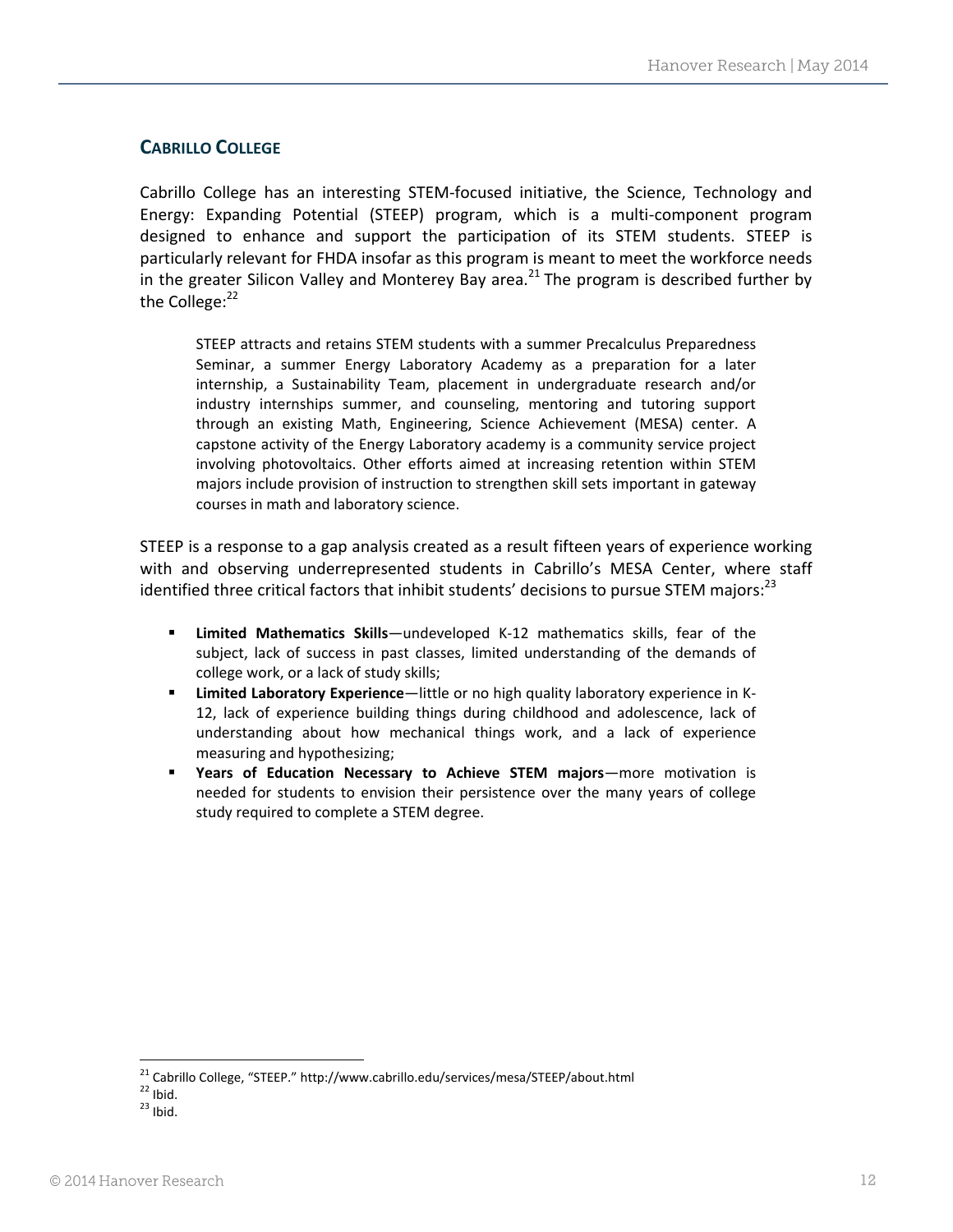### CABRILLO COLLEGE

Cabrillo College has an interesting STEM-focused initiative, the Science, Technology and Energy: Expanding Potential (STEEP) program, which is a multi-component program designed to enhance and support the participation of its STEM students. STEEP is particularly relevant for FHDA insofar as this program is meant to meet the workforce needs in the greater Silicon Valley and Monterey Bay area.[21] The program is described further by the College:[22]

> STEEP attracts and retains STEM students with a summer Precalculus Preparedness Seminar, a summer Energy Laboratory Academy as a preparation for a later internship, a Sustainability Team, placement in undergraduate research and/or industry internships summer, and counseling, mentoring and tutoring support through an existing Math, Engineering, Science Achievement (MESA) center. A capstone activity of the Energy Laboratory academy is a community service project involving photovoltaics. Other efforts aimed at increasing retention within STEM majors include provision of instruction to strengthen skill sets important in gateway courses in math and laboratory science.

STEEP is a response to a gap analysis created as a result fifteen years of experience working with and observing underrepresented students in Cabrillo's MESA Center, where staff identified three critical factors that inhibit students' decisions to pursue STEM majors:[23]

- **Limited Mathematics Skills**—undeveloped K-12 mathematics skills, fear of the subject, lack of success in past classes, limited understanding of the demands of college work, or a lack of study skills;
- **Limited Laboratory Experience**—little or no high quality laboratory experience in K-12, lack of experience building things during childhood and adolescence, lack of understanding about how mechanical things work, and a lack of experience measuring and hypothesizing;
- **Years of Education Necessary to Achieve STEM majors**—more motivation is needed for students to envision their persistence over the many years of college study required to complete a STEM degree.

---

[21] Cabrillo College, "STEEP." http://www.cabrillo.edu/services/mesa/STEEP/about.html

[22] Ibid.

[23] Ibid.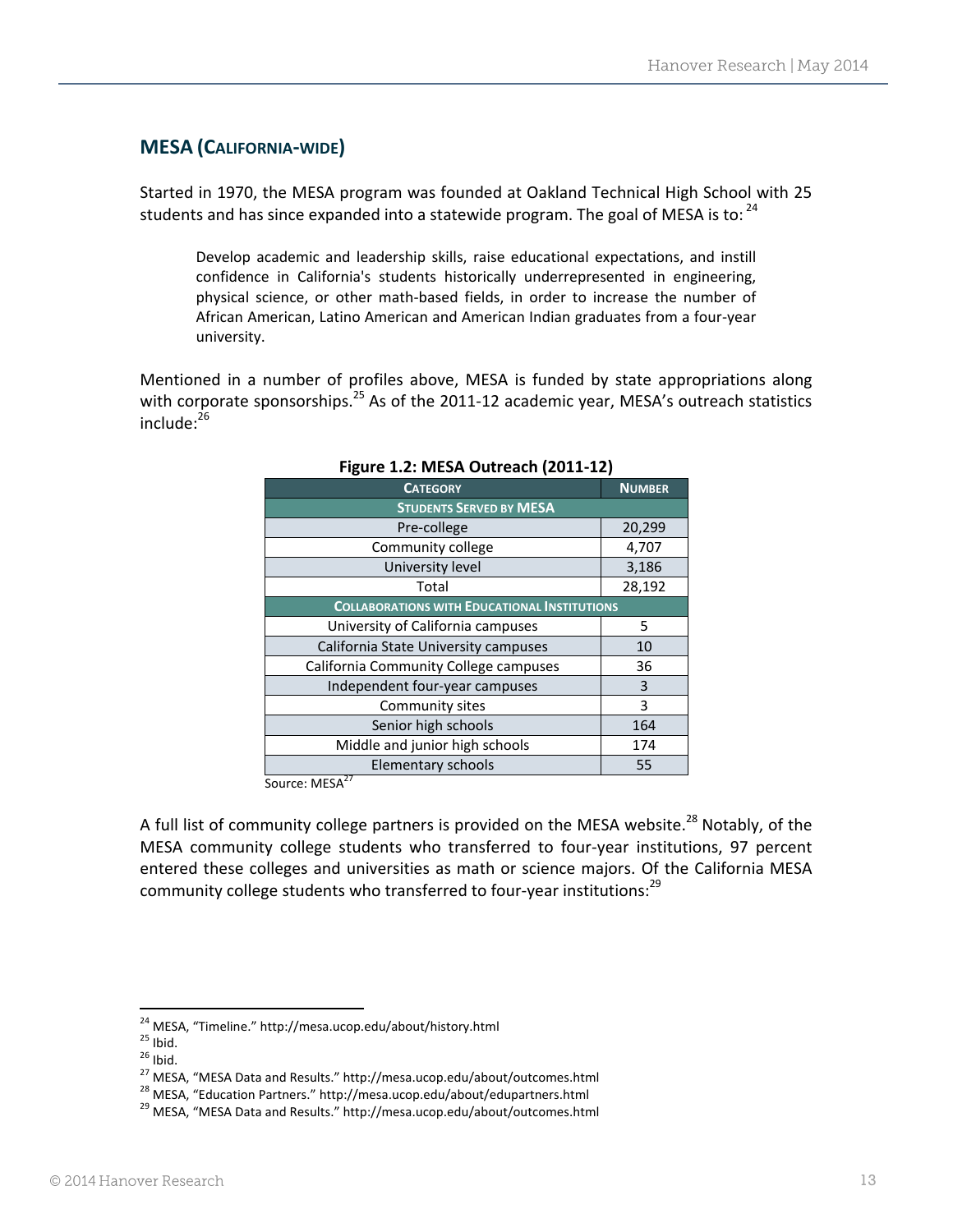## MESA (California-wide)

Started in 1970, the MESA program was founded at Oakland Technical High School with 25 students and has since expanded into a statewide program. The goal of MESA is to:[24]

> Develop academic and leadership skills, raise educational expectations, and instill confidence in California's students historically underrepresented in engineering, physical science, or other math-based fields, in order to increase the number of African American, Latino American and American Indian graduates from a four-year university.

Mentioned in a number of profiles above, MESA is funded by state appropriations along with corporate sponsorships.[25] As of the 2011-12 academic year, MESA's outreach statistics include:[26]

**Figure 1.2: MESA Outreach (2011-12)**

| Category | Number |
|---|---|
| **Students Served by MESA** | |
| Pre-college | 20,299 |
| Community college | 4,707 |
| University level | 3,186 |
| Total | 28,192 |
| **Collaborations with Educational Institutions** | |
| University of California campuses | 5 |
| California State University campuses | 10 |
| California Community College campuses | 36 |
| Independent four-year campuses | 3 |
| Community sites | 3 |
| Senior high schools | 164 |
| Middle and junior high schools | 174 |
| Elementary schools | 55 |

Source: MESA[27]

A full list of community college partners is provided on the MESA website.[28] Notably, of the MESA community college students who transferred to four-year institutions, 97 percent entered these colleges and universities as math or science majors. Of the California MESA community college students who transferred to four-year institutions:[29]

---

[24] MESA, "Timeline." http://mesa.ucop.edu/about/history.html
[25] Ibid.
[26] Ibid.
[27] MESA, "MESA Data and Results." http://mesa.ucop.edu/about/outcomes.html
[28] MESA, "Education Partners." http://mesa.ucop.edu/about/edupartners.html
[29] MESA, "MESA Data and Results." http://mesa.ucop.edu/about/outcomes.html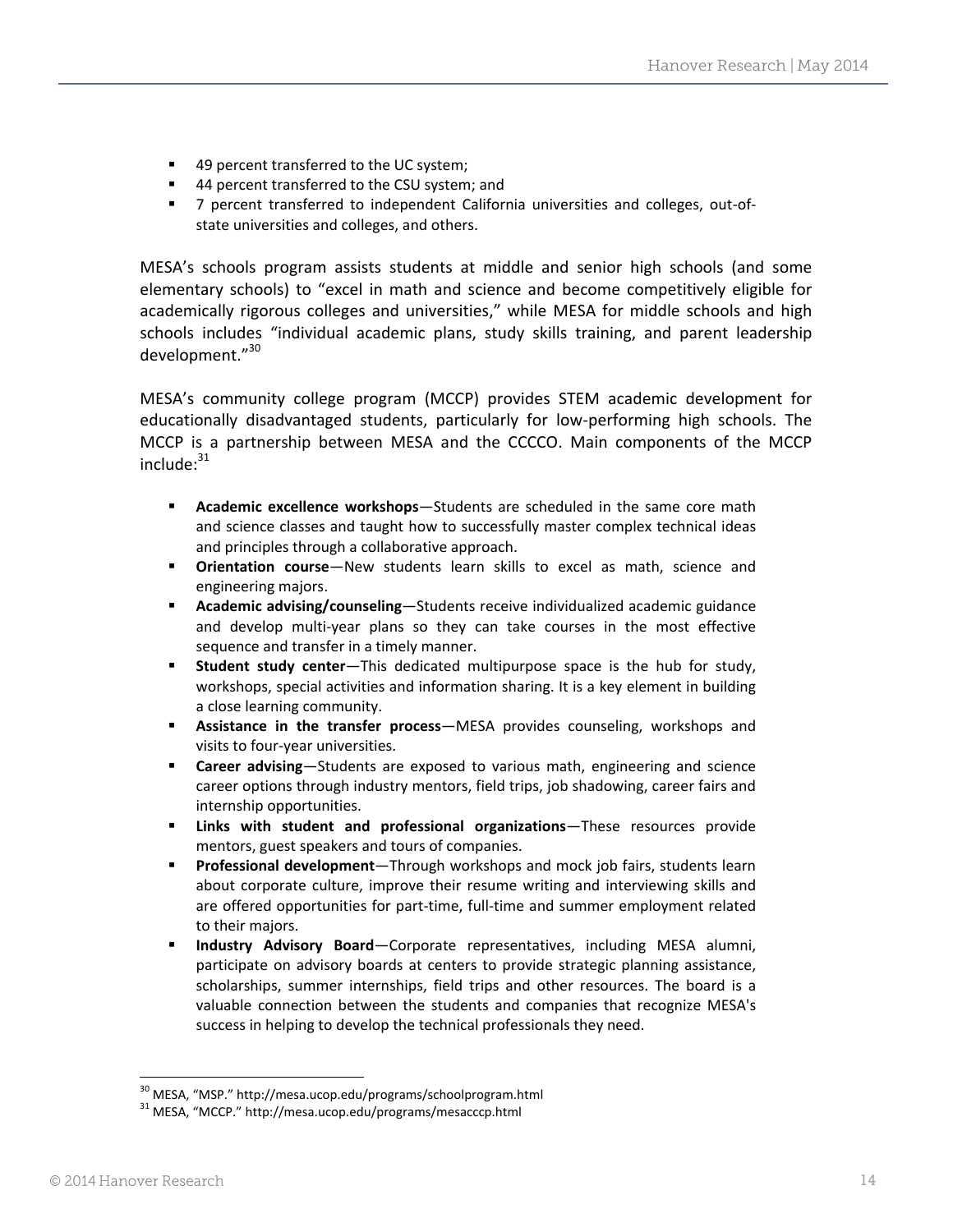- 49 percent transferred to the UC system;
- 44 percent transferred to the CSU system; and
- 7 percent transferred to independent California universities and colleges, out-of-state universities and colleges, and others.

MESA's schools program assists students at middle and senior high schools (and some elementary schools) to "excel in math and science and become competitively eligible for academically rigorous colleges and universities," while MESA for middle schools and high schools includes "individual academic plans, study skills training, and parent leadership development."[30]

MESA's community college program (MCCP) provides STEM academic development for educationally disadvantaged students, particularly for low-performing high schools. The MCCP is a partnership between MESA and the CCCCO. Main components of the MCCP include:[31]

- **Academic excellence workshops**—Students are scheduled in the same core math and science classes and taught how to successfully master complex technical ideas and principles through a collaborative approach.
- **Orientation course**—New students learn skills to excel as math, science and engineering majors.
- **Academic advising/counseling**—Students receive individualized academic guidance and develop multi-year plans so they can take courses in the most effective sequence and transfer in a timely manner.
- **Student study center**—This dedicated multipurpose space is the hub for study, workshops, special activities and information sharing. It is a key element in building a close learning community.
- **Assistance in the transfer process**—MESA provides counseling, workshops and visits to four-year universities.
- **Career advising**—Students are exposed to various math, engineering and science career options through industry mentors, field trips, job shadowing, career fairs and internship opportunities.
- **Links with student and professional organizations**—These resources provide mentors, guest speakers and tours of companies.
- **Professional development**—Through workshops and mock job fairs, students learn about corporate culture, improve their resume writing and interviewing skills and are offered opportunities for part-time, full-time and summer employment related to their majors.
- **Industry Advisory Board**—Corporate representatives, including MESA alumni, participate on advisory boards at centers to provide strategic planning assistance, scholarships, summer internships, field trips and other resources. The board is a valuable connection between the students and companies that recognize MESA's success in helping to develop the technical professionals they need.

---

[30] MESA, "MSP." http://mesa.ucop.edu/programs/schoolprogram.html

[31] MESA, "MCCP." http://mesa.ucop.edu/programs/mesacccp.html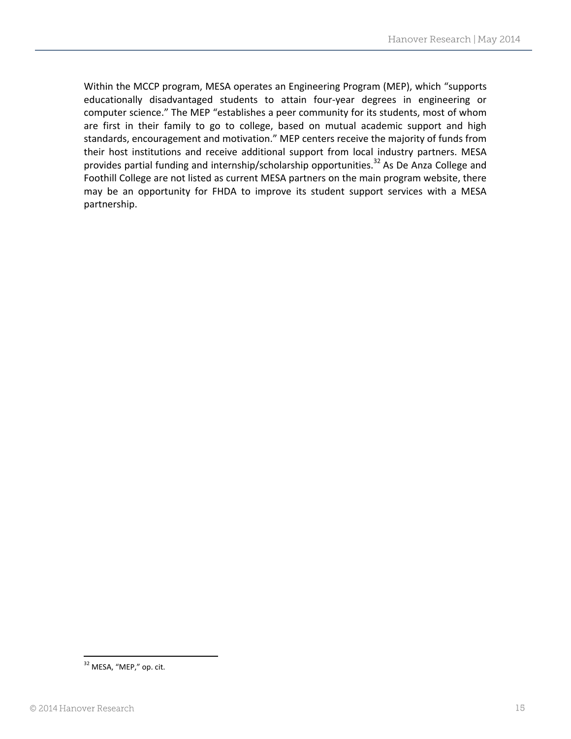Within the MCCP program, MESA operates an Engineering Program (MEP), which "supports educationally disadvantaged students to attain four-year degrees in engineering or computer science." The MEP "establishes a peer community for its students, most of whom are first in their family to go to college, based on mutual academic support and high standards, encouragement and motivation." MEP centers receive the majority of funds from their host institutions and receive additional support from local industry partners. MESA provides partial funding and internship/scholarship opportunities.[32] As De Anza College and Foothill College are not listed as current MESA partners on the main program website, there may be an opportunity for FHDA to improve its student support services with a MESA partnership.

[32] MESA, "MEP," op. cit.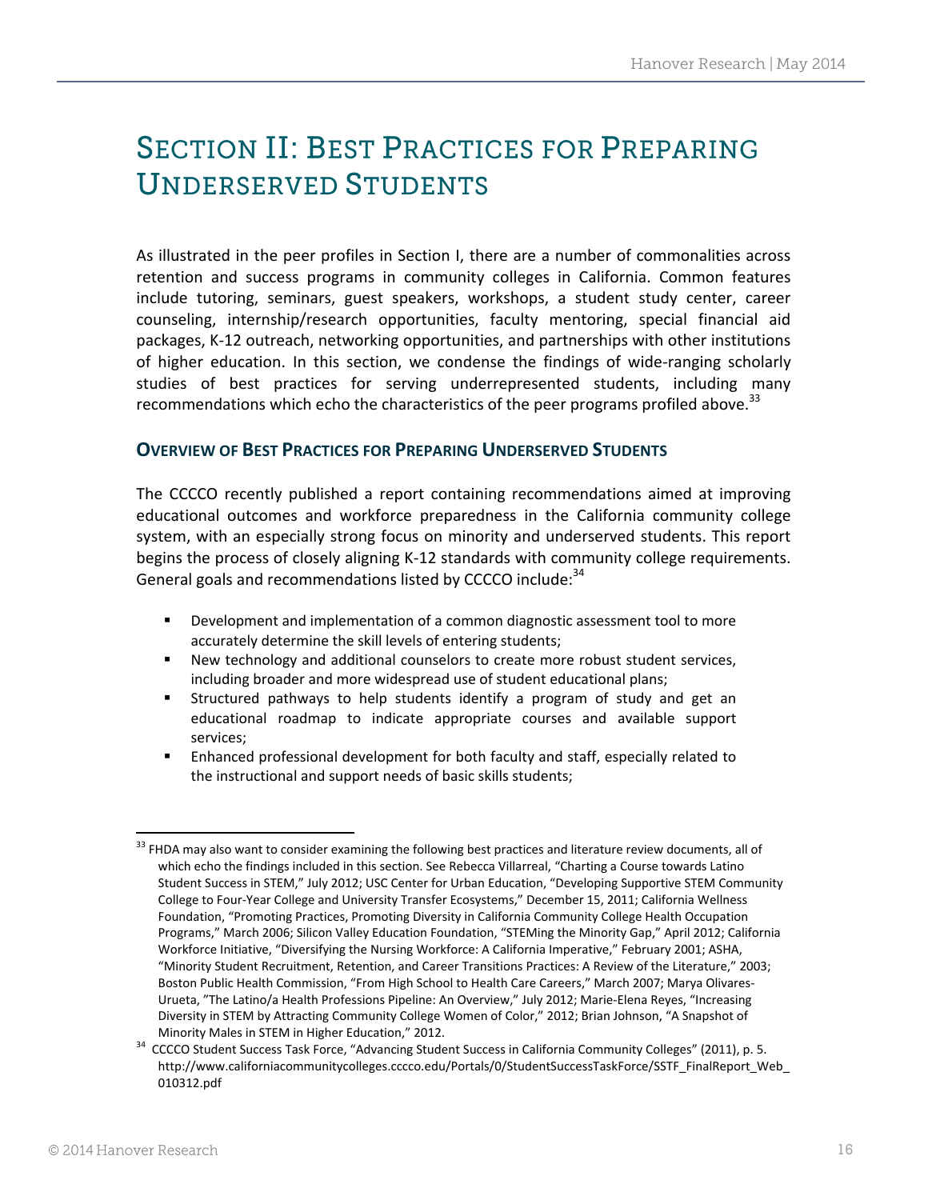# Section II: Best Practices for Preparing Underserved Students

As illustrated in the peer profiles in Section I, there are a number of commonalities across retention and success programs in community colleges in California. Common features include tutoring, seminars, guest speakers, workshops, a student study center, career counseling, internship/research opportunities, faculty mentoring, special financial aid packages, K-12 outreach, networking opportunities, and partnerships with other institutions of higher education. In this section, we condense the findings of wide-ranging scholarly studies of best practices for serving underrepresented students, including many recommendations which echo the characteristics of the peer programs profiled above.[33]

## Overview of Best Practices for Preparing Underserved Students

The CCCCO recently published a report containing recommendations aimed at improving educational outcomes and workforce preparedness in the California community college system, with an especially strong focus on minority and underserved students. This report begins the process of closely aligning K-12 standards with community college requirements. General goals and recommendations listed by CCCCO include:[34]

- Development and implementation of a common diagnostic assessment tool to more accurately determine the skill levels of entering students;
- New technology and additional counselors to create more robust student services, including broader and more widespread use of student educational plans;
- Structured pathways to help students identify a program of study and get an educational roadmap to indicate appropriate courses and available support services;
- Enhanced professional development for both faculty and staff, especially related to the instructional and support needs of basic skills students;

---

[33] FHDA may also want to consider examining the following best practices and literature review documents, all of which echo the findings included in this section. See Rebecca Villarreal, "Charting a Course towards Latino Student Success in STEM," July 2012; USC Center for Urban Education, "Developing Supportive STEM Community College to Four-Year College and University Transfer Ecosystems," December 15, 2011; California Wellness Foundation, "Promoting Practices, Promoting Diversity in California Community College Health Occupation Programs," March 2006; Silicon Valley Education Foundation, "STEMing the Minority Gap," April 2012; California Workforce Initiative, "Diversifying the Nursing Workforce: A California Imperative," February 2001; ASHA, "Minority Student Recruitment, Retention, and Career Transitions Practices: A Review of the Literature," 2003; Boston Public Health Commission, "From High School to Health Care Careers," March 2007; Marya Olivares-Urueta, "The Latino/a Health Professions Pipeline: An Overview," July 2012; Marie-Elena Reyes, "Increasing Diversity in STEM by Attracting Community College Women of Color," 2012; Brian Johnson, "A Snapshot of Minority Males in STEM in Higher Education," 2012.

[34] CCCCO Student Success Task Force, "Advancing Student Success in California Community Colleges" (2011), p. 5. http://www.californiacommunitycolleges.cccco.edu/Portals/0/StudentSuccessTaskForce/SSTF_FinalReport_Web_010312.pdf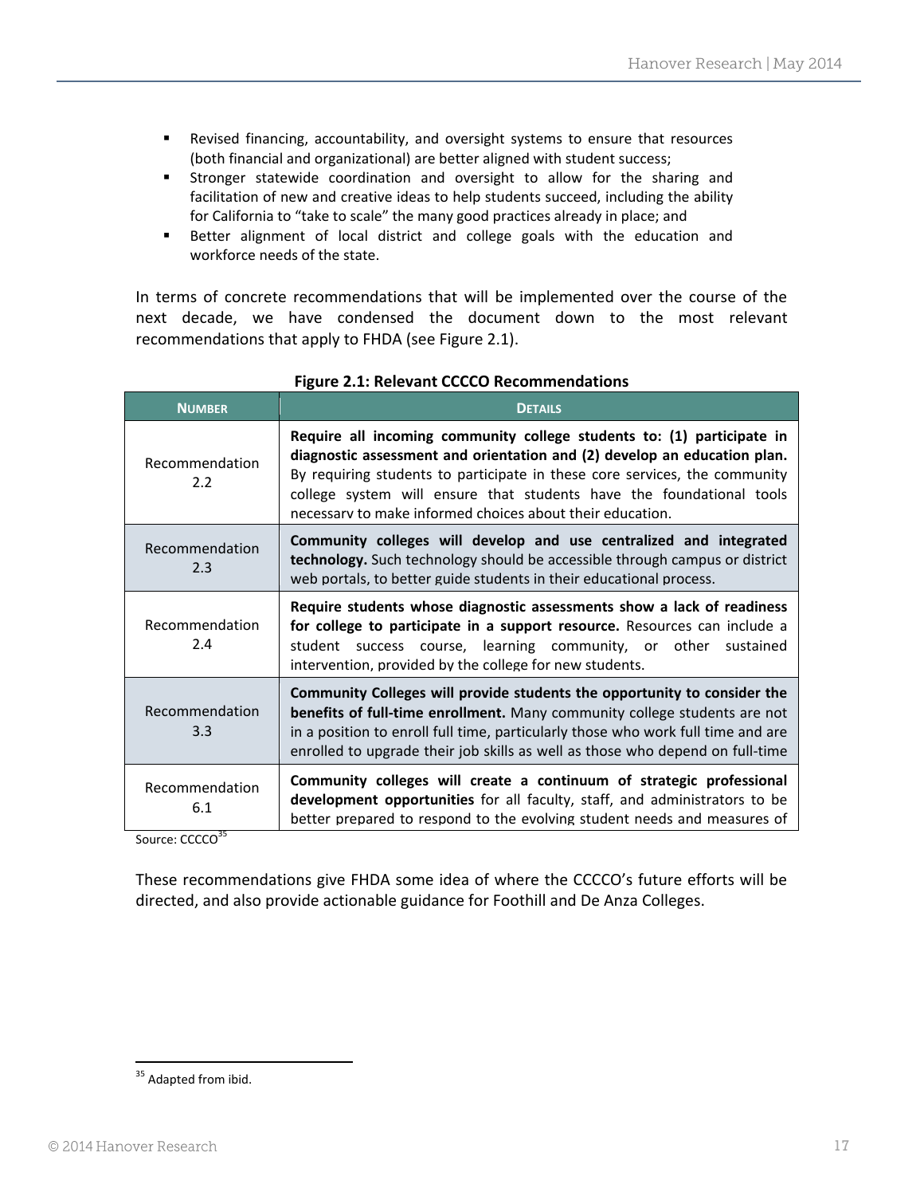- Revised financing, accountability, and oversight systems to ensure that resources (both financial and organizational) are better aligned with student success;
- Stronger statewide coordination and oversight to allow for the sharing and facilitation of new and creative ideas to help students succeed, including the ability for California to "take to scale" the many good practices already in place; and
- Better alignment of local district and college goals with the education and workforce needs of the state.

In terms of concrete recommendations that will be implemented over the course of the next decade, we have condensed the document down to the most relevant recommendations that apply to FHDA (see Figure 2.1).

**Figure 2.1: Relevant CCCCO Recommendations**

| NUMBER | DETAILS |
|---|---|
| Recommendation 2.2 | **Require all incoming community college students to: (1) participate in diagnostic assessment and orientation and (2) develop an education plan.** By requiring students to participate in these core services, the community college system will ensure that students have the foundational tools necessary to make informed choices about their education. |
| Recommendation 2.3 | **Community colleges will develop and use centralized and integrated technology.** Such technology should be accessible through campus or district web portals, to better guide students in their educational process. |
| Recommendation 2.4 | **Require students whose diagnostic assessments show a lack of readiness for college to participate in a support resource.** Resources can include a student success course, learning community, or other sustained intervention, provided by the college for new students. |
| Recommendation 3.3 | **Community Colleges will provide students the opportunity to consider the benefits of full-time enrollment.** Many community college students are not in a position to enroll full time, particularly those who work full time and are enrolled to upgrade their job skills as well as those who depend on full-time |
| Recommendation 6.1 | **Community colleges will create a continuum of strategic professional development opportunities** for all faculty, staff, and administrators to be better prepared to respond to the evolving student needs and measures of |

Source: CCCCO[35]

These recommendations give FHDA some idea of where the CCCCO's future efforts will be directed, and also provide actionable guidance for Foothill and De Anza Colleges.

---

[35] Adapted from ibid.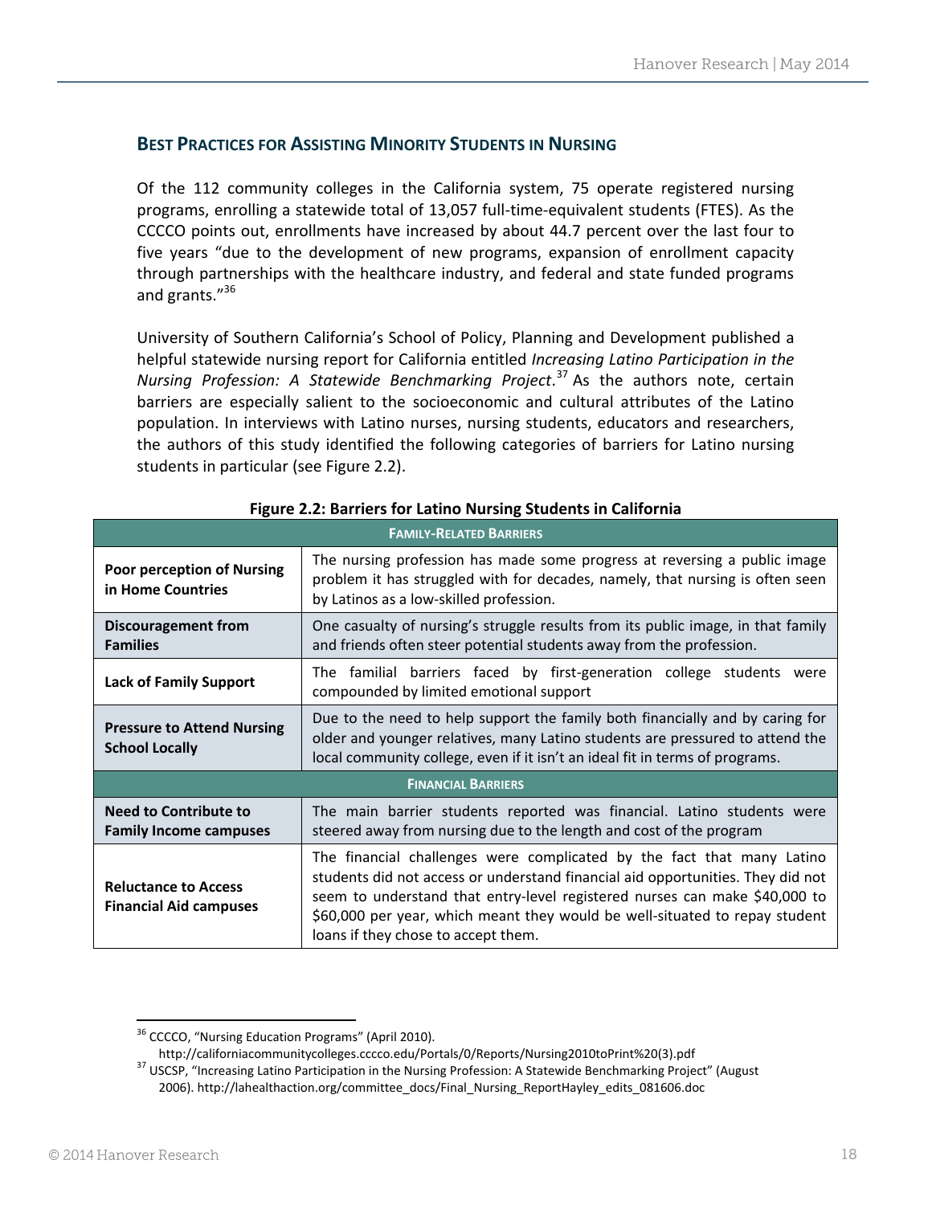## BEST PRACTICES FOR ASSISTING MINORITY STUDENTS IN NURSING

Of the 112 community colleges in the California system, 75 operate registered nursing programs, enrolling a statewide total of 13,057 full-time-equivalent students (FTES). As the CCCCO points out, enrollments have increased by about 44.7 percent over the last four to five years "due to the development of new programs, expansion of enrollment capacity through partnerships with the healthcare industry, and federal and state funded programs and grants."[36]

University of Southern California's School of Policy, Planning and Development published a helpful statewide nursing report for California entitled *Increasing Latino Participation in the Nursing Profession: A Statewide Benchmarking Project*.[37] As the authors note, certain barriers are especially salient to the socioeconomic and cultural attributes of the Latino population. In interviews with Latino nurses, nursing students, educators and researchers, the authors of this study identified the following categories of barriers for Latino nursing students in particular (see Figure 2.2).

**Figure 2.2: Barriers for Latino Nursing Students in California**

| | |
|---|---|
| **FAMILY-RELATED BARRIERS** | |
| **Poor perception of Nursing in Home Countries** | The nursing profession has made some progress at reversing a public image problem it has struggled with for decades, namely, that nursing is often seen by Latinos as a low-skilled profession. |
| **Discouragement from Families** | One casualty of nursing's struggle results from its public image, in that family and friends often steer potential students away from the profession. |
| **Lack of Family Support** | The familial barriers faced by first-generation college students were compounded by limited emotional support |
| **Pressure to Attend Nursing School Locally** | Due to the need to help support the family both financially and by caring for older and younger relatives, many Latino students are pressured to attend the local community college, even if it isn't an ideal fit in terms of programs. |
| **FINANCIAL BARRIERS** | |
| **Need to Contribute to Family Income campuses** | The main barrier students reported was financial. Latino students were steered away from nursing due to the length and cost of the program |
| **Reluctance to Access Financial Aid campuses** | The financial challenges were complicated by the fact that many Latino students did not access or understand financial aid opportunities. They did not seem to understand that entry-level registered nurses can make $40,000 to $60,000 per year, which meant they would be well-situated to repay student loans if they chose to accept them. |

---

[36] CCCCO, "Nursing Education Programs" (April 2010). http://californiacommunitycolleges.cccco.edu/Portals/0/Reports/Nursing2010toPrint%20(3).pdf

[37] USCSP, "Increasing Latino Participation in the Nursing Profession: A Statewide Benchmarking Project" (August 2006). http://lahealthaction.org/committee_docs/Final_Nursing_ReportHayley_edits_081606.doc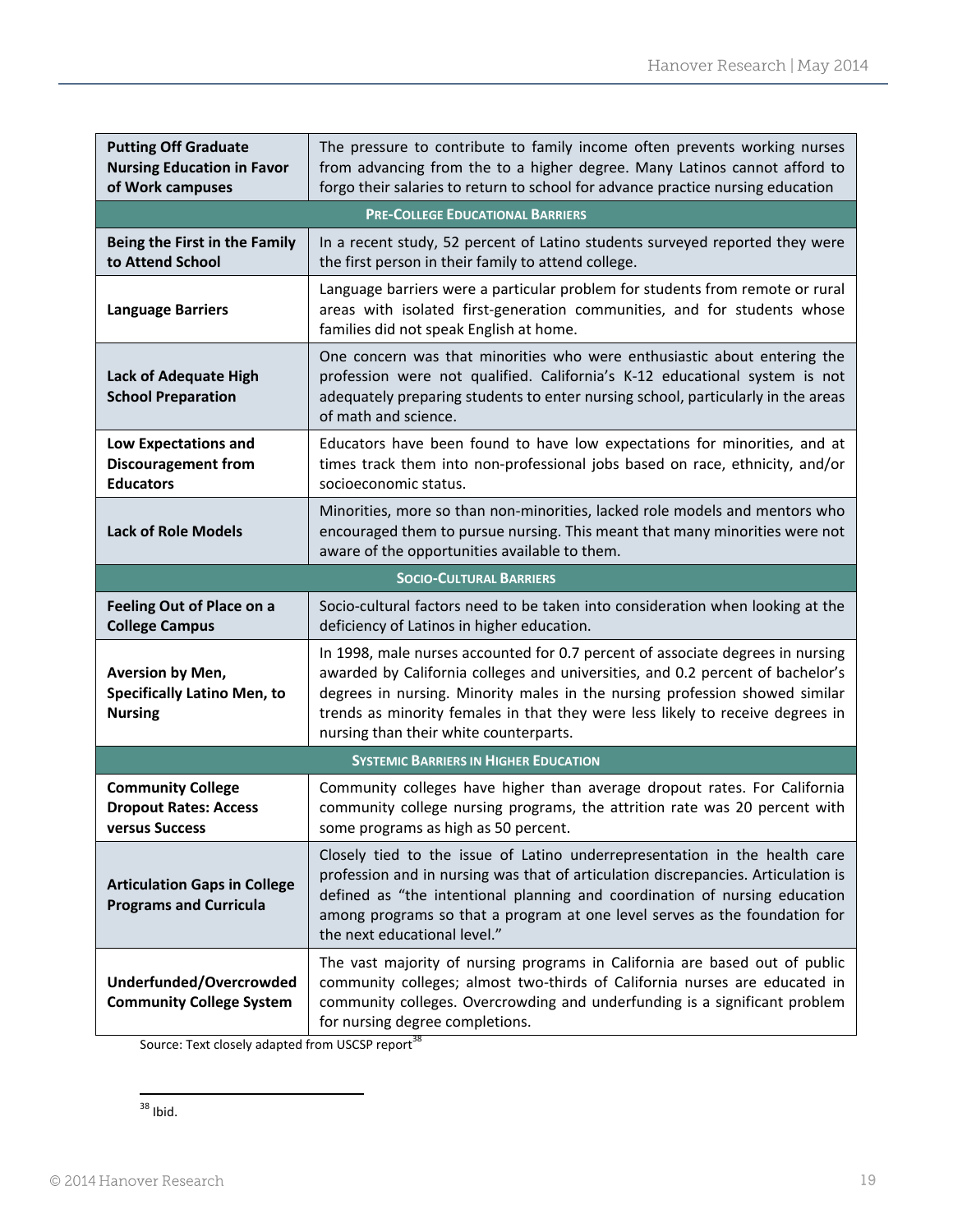| | |
|---|---|
| **Putting Off Graduate Nursing Education in Favor of Work campuses** | The pressure to contribute to family income often prevents working nurses from advancing from the to a higher degree. Many Latinos cannot afford to forgo their salaries to return to school for advance practice nursing education |
| **PRE-COLLEGE EDUCATIONAL BARRIERS** | |
| **Being the First in the Family to Attend School** | In a recent study, 52 percent of Latino students surveyed reported they were the first person in their family to attend college. |
| **Language Barriers** | Language barriers were a particular problem for students from remote or rural areas with isolated first-generation communities, and for students whose families did not speak English at home. |
| **Lack of Adequate High School Preparation** | One concern was that minorities who were enthusiastic about entering the profession were not qualified. California's K-12 educational system is not adequately preparing students to enter nursing school, particularly in the areas of math and science. |
| **Low Expectations and Discouragement from Educators** | Educators have been found to have low expectations for minorities, and at times track them into non-professional jobs based on race, ethnicity, and/or socioeconomic status. |
| **Lack of Role Models** | Minorities, more so than non-minorities, lacked role models and mentors who encouraged them to pursue nursing. This meant that many minorities were not aware of the opportunities available to them. |
| **SOCIO-CULTURAL BARRIERS** | |
| **Feeling Out of Place on a College Campus** | Socio-cultural factors need to be taken into consideration when looking at the deficiency of Latinos in higher education. |
| **Aversion by Men, Specifically Latino Men, to Nursing** | In 1998, male nurses accounted for 0.7 percent of associate degrees in nursing awarded by California colleges and universities, and 0.2 percent of bachelor's degrees in nursing. Minority males in the nursing profession showed similar trends as minority females in that they were less likely to receive degrees in nursing than their white counterparts. |
| **SYSTEMIC BARRIERS IN HIGHER EDUCATION** | |
| **Community College Dropout Rates: Access versus Success** | Community colleges have higher than average dropout rates. For California community college nursing programs, the attrition rate was 20 percent with some programs as high as 50 percent. |
| **Articulation Gaps in College Programs and Curricula** | Closely tied to the issue of Latino underrepresentation in the health care profession and in nursing was that of articulation discrepancies. Articulation is defined as "the intentional planning and coordination of nursing education among programs so that a program at one level serves as the foundation for the next educational level." |
| **Underfunded/Overcrowded Community College System** | The vast majority of nursing programs in California are based out of public community colleges; almost two-thirds of California nurses are educated in community colleges. Overcrowding and underfunding is a significant problem for nursing degree completions. |

Source: Text closely adapted from USCSP report[38]

[38] Ibid.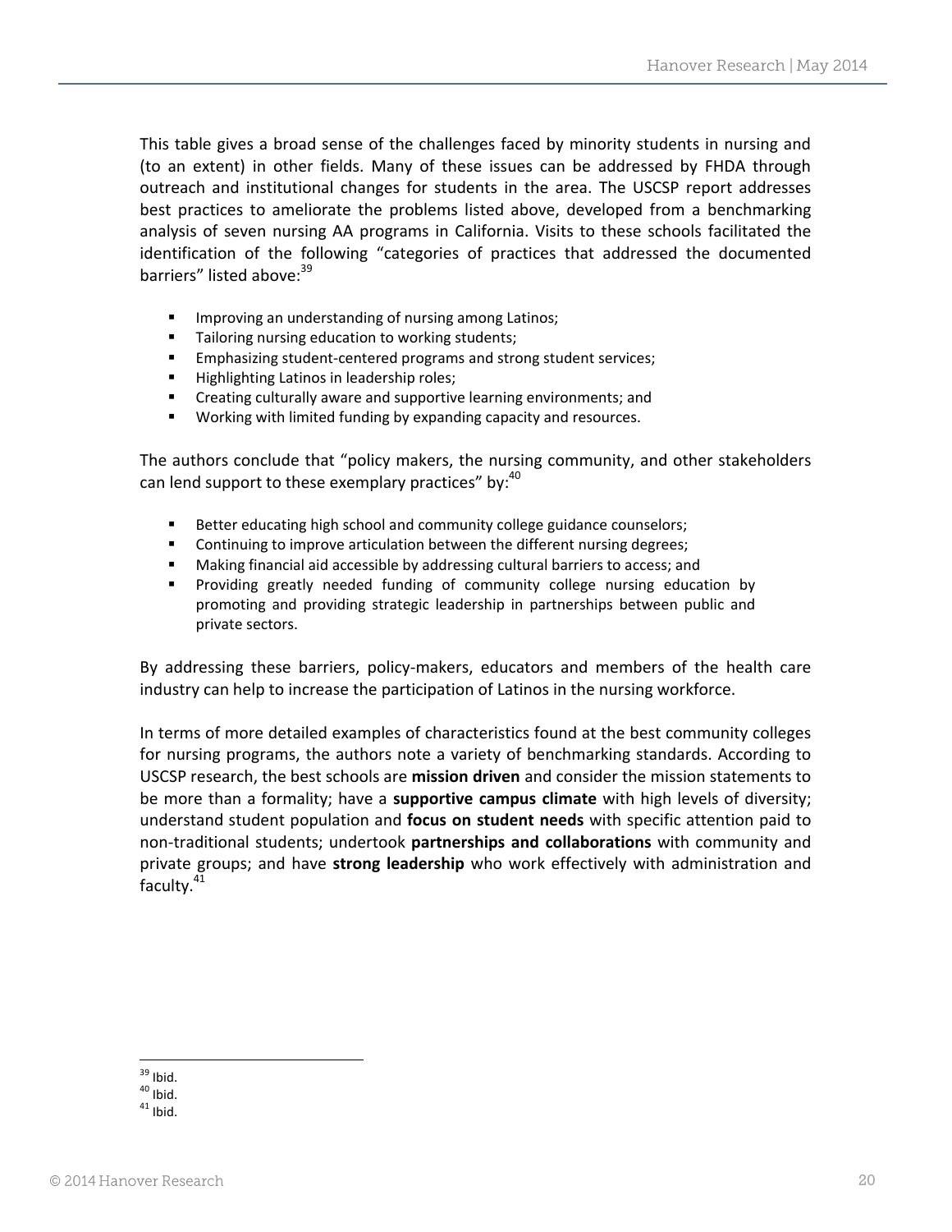This table gives a broad sense of the challenges faced by minority students in nursing and (to an extent) in other fields. Many of these issues can be addressed by FHDA through outreach and institutional changes for students in the area. The USCSP report addresses best practices to ameliorate the problems listed above, developed from a benchmarking analysis of seven nursing AA programs in California. Visits to these schools facilitated the identification of the following "categories of practices that addressed the documented barriers" listed above:[39]

- Improving an understanding of nursing among Latinos;
- Tailoring nursing education to working students;
- Emphasizing student-centered programs and strong student services;
- Highlighting Latinos in leadership roles;
- Creating culturally aware and supportive learning environments; and
- Working with limited funding by expanding capacity and resources.

The authors conclude that "policy makers, the nursing community, and other stakeholders can lend support to these exemplary practices" by:[40]

- Better educating high school and community college guidance counselors;
- Continuing to improve articulation between the different nursing degrees;
- Making financial aid accessible by addressing cultural barriers to access; and
- Providing greatly needed funding of community college nursing education by promoting and providing strategic leadership in partnerships between public and private sectors.

By addressing these barriers, policy-makers, educators and members of the health care industry can help to increase the participation of Latinos in the nursing workforce.

In terms of more detailed examples of characteristics found at the best community colleges for nursing programs, the authors note a variety of benchmarking standards. According to USCSP research, the best schools are **mission driven** and consider the mission statements to be more than a formality; have a **supportive campus climate** with high levels of diversity; understand student population and **focus on student needs** with specific attention paid to non-traditional students; undertook **partnerships and collaborations** with community and private groups; and have **strong leadership** who work effectively with administration and faculty.[41]

---

[39] Ibid.

[40] Ibid.

[41] Ibid.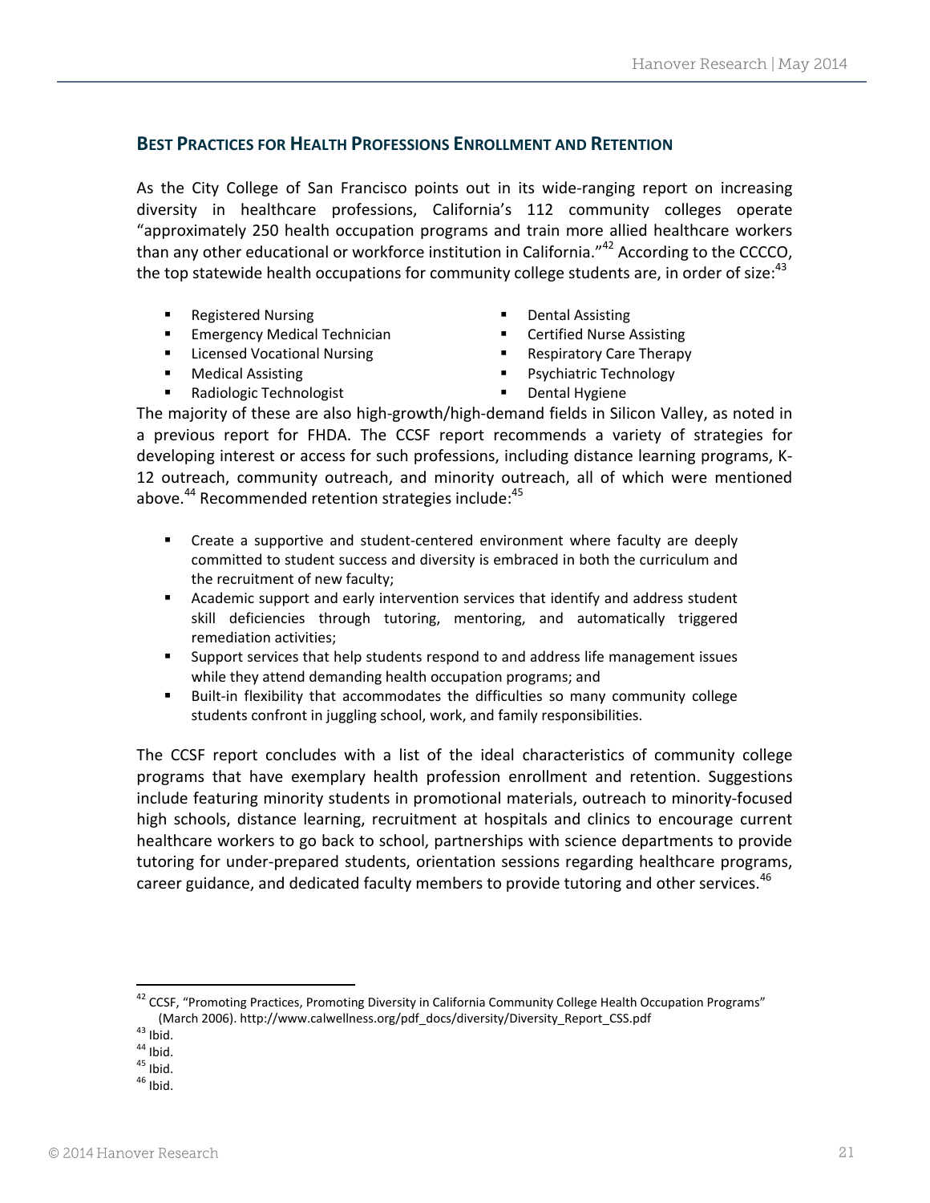## BEST PRACTICES FOR HEALTH PROFESSIONS ENROLLMENT AND RETENTION

As the City College of San Francisco points out in its wide-ranging report on increasing diversity in healthcare professions, California's 112 community colleges operate "approximately 250 health occupation programs and train more allied healthcare workers than any other educational or workforce institution in California."[42] According to the CCCCO, the top statewide health occupations for community college students are, in order of size:[43]

- Registered Nursing
- Emergency Medical Technician
- Licensed Vocational Nursing
- Medical Assisting
- Radiologic Technologist
- Dental Assisting
- Certified Nurse Assisting
- Respiratory Care Therapy
- Psychiatric Technology
- Dental Hygiene

The majority of these are also high-growth/high-demand fields in Silicon Valley, as noted in a previous report for FHDA. The CCSF report recommends a variety of strategies for developing interest or access for such professions, including distance learning programs, K-12 outreach, community outreach, and minority outreach, all of which were mentioned above.[44] Recommended retention strategies include:[45]

- Create a supportive and student-centered environment where faculty are deeply committed to student success and diversity is embraced in both the curriculum and the recruitment of new faculty;
- Academic support and early intervention services that identify and address student skill deficiencies through tutoring, mentoring, and automatically triggered remediation activities;
- Support services that help students respond to and address life management issues while they attend demanding health occupation programs; and
- Built-in flexibility that accommodates the difficulties so many community college students confront in juggling school, work, and family responsibilities.

The CCSF report concludes with a list of the ideal characteristics of community college programs that have exemplary health profession enrollment and retention. Suggestions include featuring minority students in promotional materials, outreach to minority-focused high schools, distance learning, recruitment at hospitals and clinics to encourage current healthcare workers to go back to school, partnerships with science departments to provide tutoring for under-prepared students, orientation sessions regarding healthcare programs, career guidance, and dedicated faculty members to provide tutoring and other services.[46]

---

[42] CCSF, "Promoting Practices, Promoting Diversity in California Community College Health Occupation Programs" (March 2006). http://www.calwellness.org/pdf_docs/diversity/Diversity_Report_CSS.pdf

[43] Ibid.

[44] Ibid.

[45] Ibid.

[46] Ibid.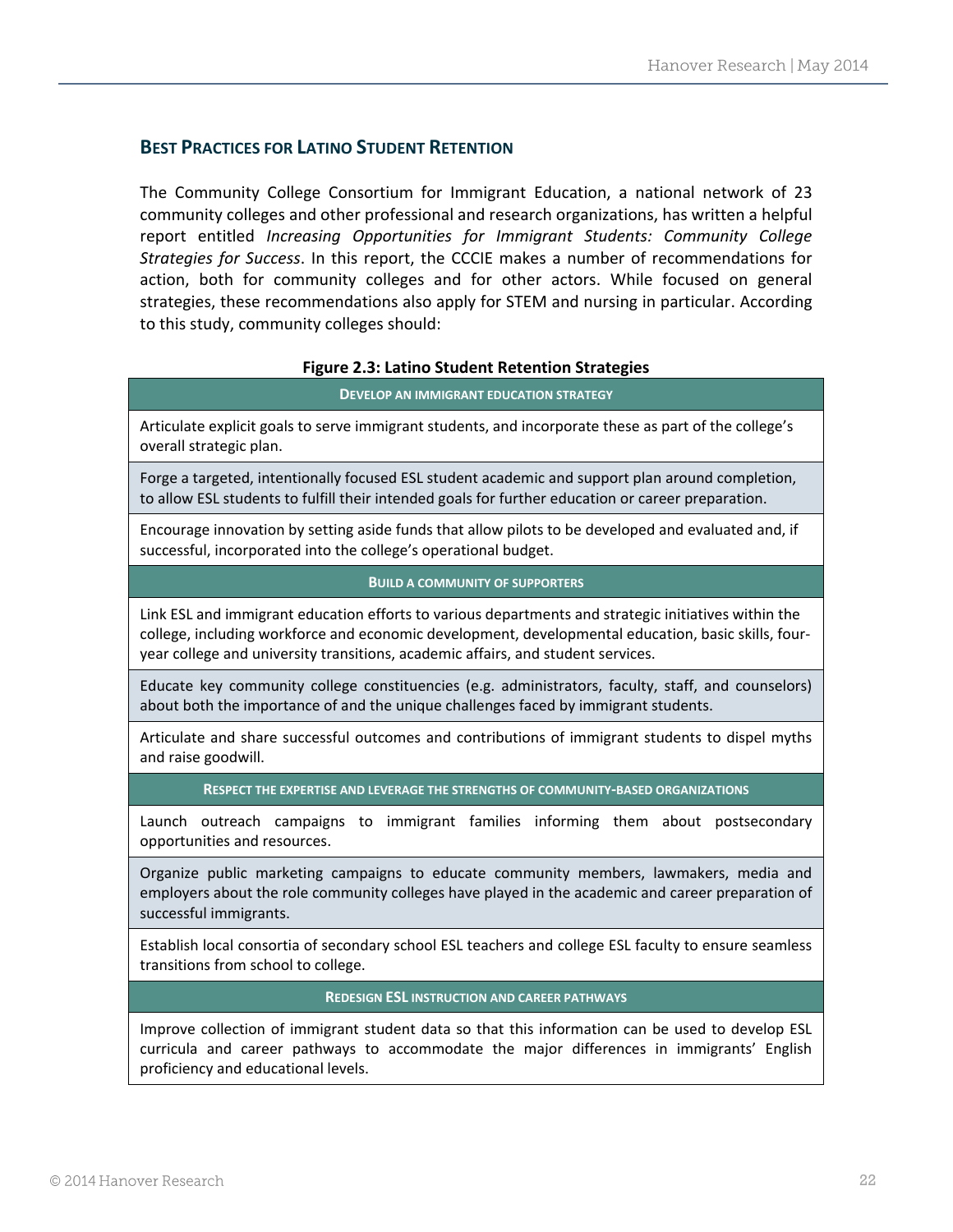## BEST PRACTICES FOR LATINO STUDENT RETENTION

The Community College Consortium for Immigrant Education, a national network of 23 community colleges and other professional and research organizations, has written a helpful report entitled *Increasing Opportunities for Immigrant Students: Community College Strategies for Success*. In this report, the CCCIE makes a number of recommendations for action, both for community colleges and for other actors. While focused on general strategies, these recommendations also apply for STEM and nursing in particular. According to this study, community colleges should:

**Figure 2.3: Latino Student Retention Strategies**

| DEVELOP AN IMMIGRANT EDUCATION STRATEGY |
|---|
| Articulate explicit goals to serve immigrant students, and incorporate these as part of the college's overall strategic plan. |
| Forge a targeted, intentionally focused ESL student academic and support plan around completion, to allow ESL students to fulfill their intended goals for further education or career preparation. |
| Encourage innovation by setting aside funds that allow pilots to be developed and evaluated and, if successful, incorporated into the college's operational budget. |
| **BUILD A COMMUNITY OF SUPPORTERS** |
| Link ESL and immigrant education efforts to various departments and strategic initiatives within the college, including workforce and economic development, developmental education, basic skills, four-year college and university transitions, academic affairs, and student services. |
| Educate key community college constituencies (e.g. administrators, faculty, staff, and counselors) about both the importance of and the unique challenges faced by immigrant students. |
| Articulate and share successful outcomes and contributions of immigrant students to dispel myths and raise goodwill. |
| **RESPECT THE EXPERTISE AND LEVERAGE THE STRENGTHS OF COMMUNITY-BASED ORGANIZATIONS** |
| Launch outreach campaigns to immigrant families informing them about postsecondary opportunities and resources. |
| Organize public marketing campaigns to educate community members, lawmakers, media and employers about the role community colleges have played in the academic and career preparation of successful immigrants. |
| Establish local consortia of secondary school ESL teachers and college ESL faculty to ensure seamless transitions from school to college. |
| **REDESIGN ESL INSTRUCTION AND CAREER PATHWAYS** |
| Improve collection of immigrant student data so that this information can be used to develop ESL curricula and career pathways to accommodate the major differences in immigrants' English proficiency and educational levels. |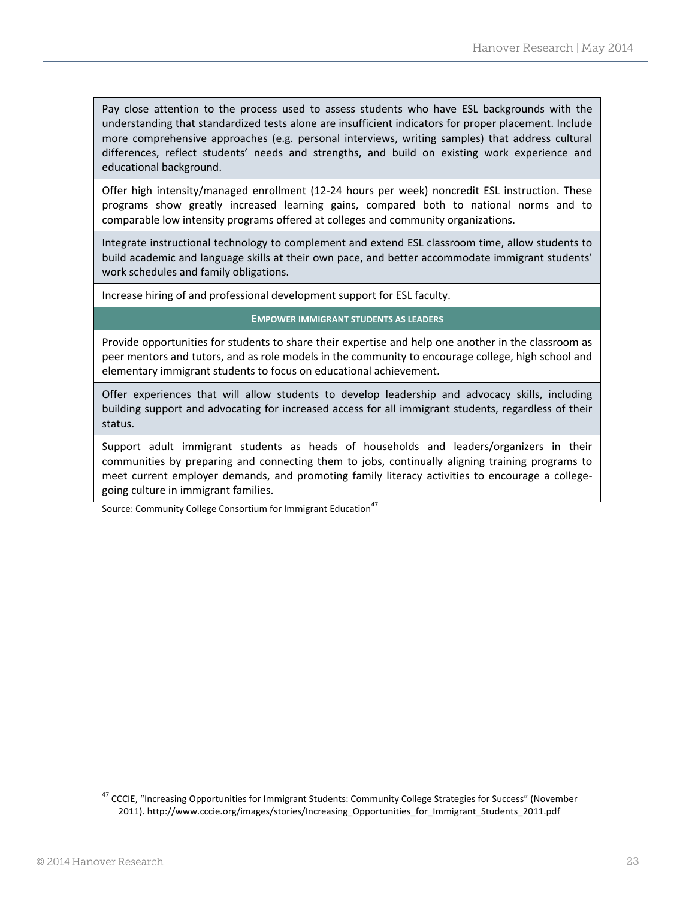| |
|---|
| Pay close attention to the process used to assess students who have ESL backgrounds with the understanding that standardized tests alone are insufficient indicators for proper placement. Include more comprehensive approaches (e.g. personal interviews, writing samples) that address cultural differences, reflect students' needs and strengths, and build on existing work experience and educational background. |
| Offer high intensity/managed enrollment (12-24 hours per week) noncredit ESL instruction. These programs show greatly increased learning gains, compared both to national norms and to comparable low intensity programs offered at colleges and community organizations. |
| Integrate instructional technology to complement and extend ESL classroom time, allow students to build academic and language skills at their own pace, and better accommodate immigrant students' work schedules and family obligations. |
| Increase hiring of and professional development support for ESL faculty. |
| **EMPOWER IMMIGRANT STUDENTS AS LEADERS** |
| Provide opportunities for students to share their expertise and help one another in the classroom as peer mentors and tutors, and as role models in the community to encourage college, high school and elementary immigrant students to focus on educational achievement. |
| Offer experiences that will allow students to develop leadership and advocacy skills, including building support and advocating for increased access for all immigrant students, regardless of their status. |
| Support adult immigrant students as heads of households and leaders/organizers in their communities by preparing and connecting them to jobs, continually aligning training programs to meet current employer demands, and promoting family literacy activities to encourage a college-going culture in immigrant families. |

Source: Community College Consortium for Immigrant Education[47]

---

[47] CCCIE, "Increasing Opportunities for Immigrant Students: Community College Strategies for Success" (November 2011). http://www.cccie.org/images/stories/Increasing_Opportunities_for_Immigrant_Students_2011.pdf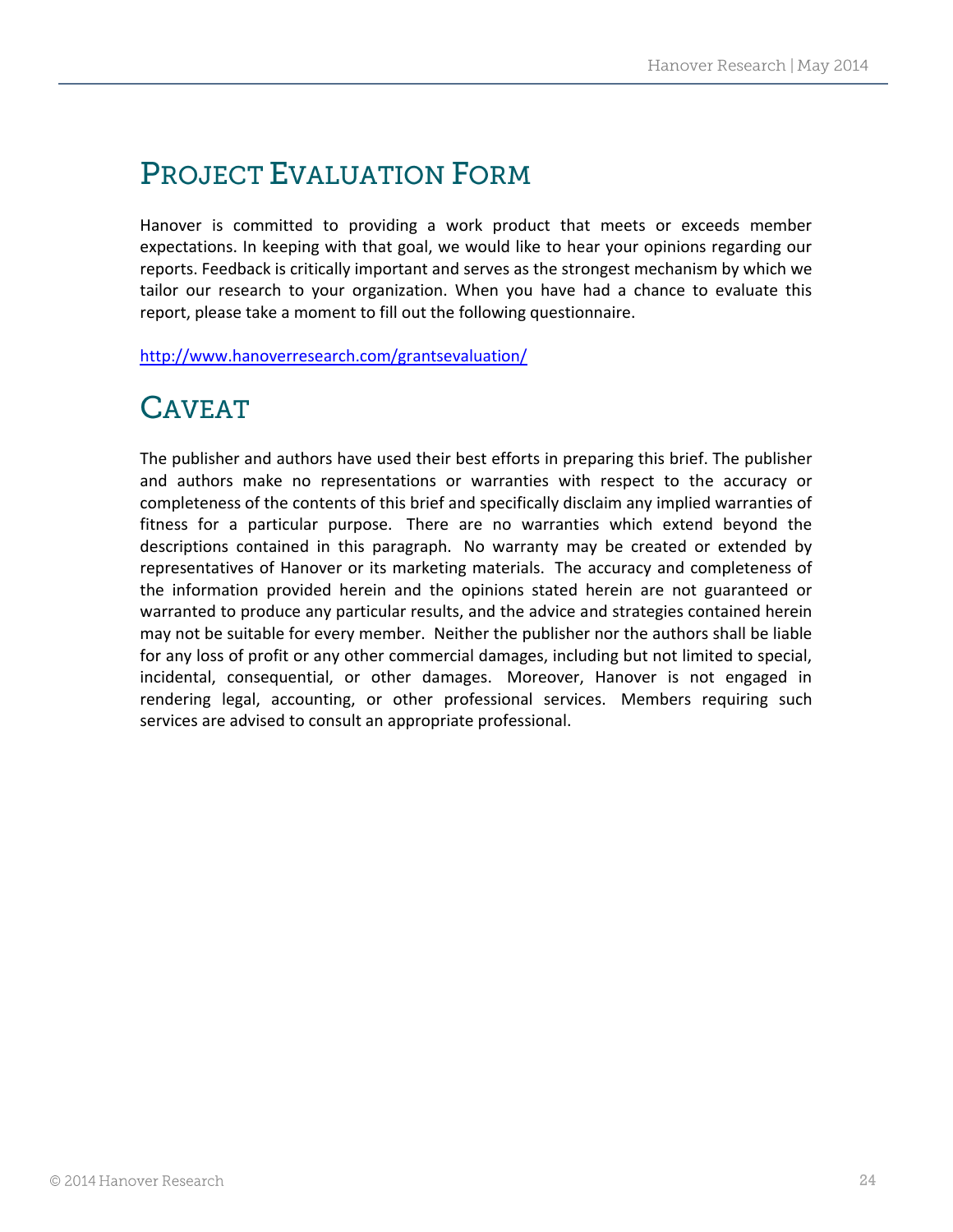# Project Evaluation Form

Hanover is committed to providing a work product that meets or exceeds member expectations. In keeping with that goal, we would like to hear your opinions regarding our reports. Feedback is critically important and serves as the strongest mechanism by which we tailor our research to your organization. When you have had a chance to evaluate this report, please take a moment to fill out the following questionnaire.

http://www.hanoverresearch.com/grantsevaluation/

# Caveat

The publisher and authors have used their best efforts in preparing this brief. The publisher and authors make no representations or warranties with respect to the accuracy or completeness of the contents of this brief and specifically disclaim any implied warranties of fitness for a particular purpose. There are no warranties which extend beyond the descriptions contained in this paragraph. No warranty may be created or extended by representatives of Hanover or its marketing materials. The accuracy and completeness of the information provided herein and the opinions stated herein are not guaranteed or warranted to produce any particular results, and the advice and strategies contained herein may not be suitable for every member. Neither the publisher nor the authors shall be liable for any loss of profit or any other commercial damages, including but not limited to special, incidental, consequential, or other damages. Moreover, Hanover is not engaged in rendering legal, accounting, or other professional services. Members requiring such services are advised to consult an appropriate professional.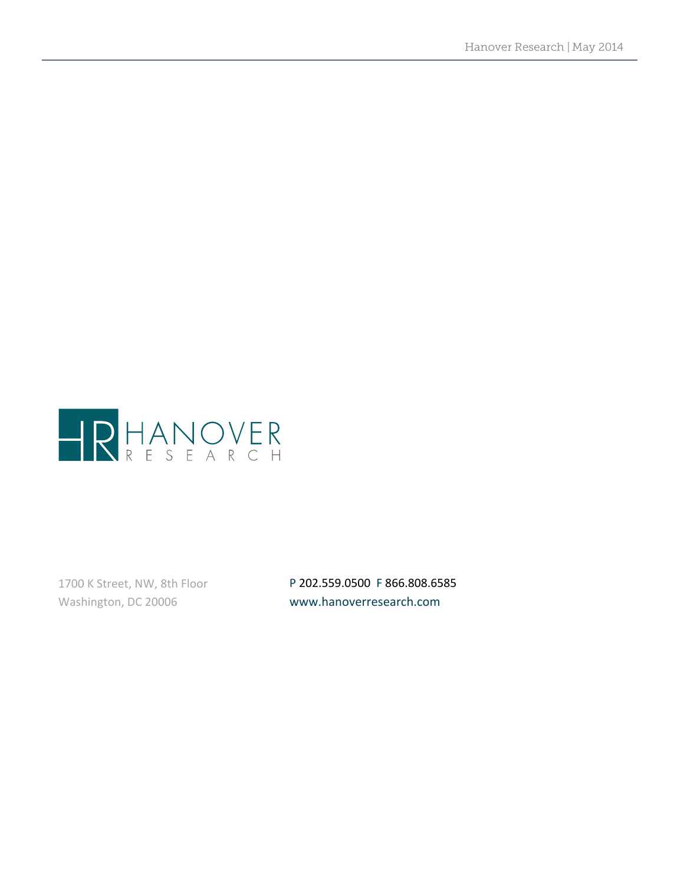HANOVER RESEARCH

1700 K Street, NW, 8th Floor
Washington, DC 20006

P 202.559.0500 F 866.808.6585
www.hanoverresearch.com